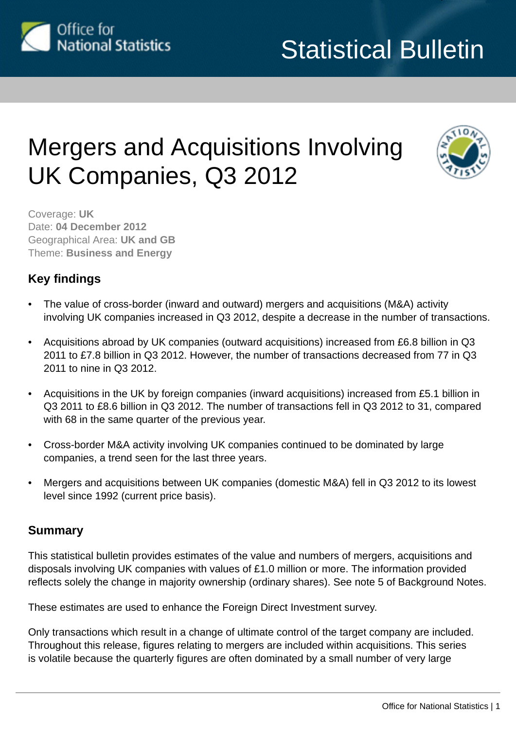# Mergers and Acquisitions Involving UK Companies, Q3 2012

Coverage: **UK**
Date: **04 December 2012**
Geographical Area: **UK and GB**
Theme: **Business and Energy**

## Key findings

- The value of cross-border (inward and outward) mergers and acquisitions (M&A) activity involving UK companies increased in Q3 2012, despite a decrease in the number of transactions.
- Acquisitions abroad by UK companies (outward acquisitions) increased from £6.8 billion in Q3 2011 to £7.8 billion in Q3 2012. However, the number of transactions decreased from 77 in Q3 2011 to nine in Q3 2012.
- Acquisitions in the UK by foreign companies (inward acquisitions) increased from £5.1 billion in Q3 2011 to £8.6 billion in Q3 2012. The number of transactions fell in Q3 2012 to 31, compared with 68 in the same quarter of the previous year.
- Cross-border M&A activity involving UK companies continued to be dominated by large companies, a trend seen for the last three years.
- Mergers and acquisitions between UK companies (domestic M&A) fell in Q3 2012 to its lowest level since 1992 (current price basis).

## Summary

This statistical bulletin provides estimates of the value and numbers of mergers, acquisitions and disposals involving UK companies with values of £1.0 million or more. The information provided reflects solely the change in majority ownership (ordinary shares). See note 5 of Background Notes.

These estimates are used to enhance the Foreign Direct Investment survey.

Only transactions which result in a change of ultimate control of the target company are included. Throughout this release, figures relating to mergers are included within acquisitions. This series is volatile because the quarterly figures are often dominated by a small number of very large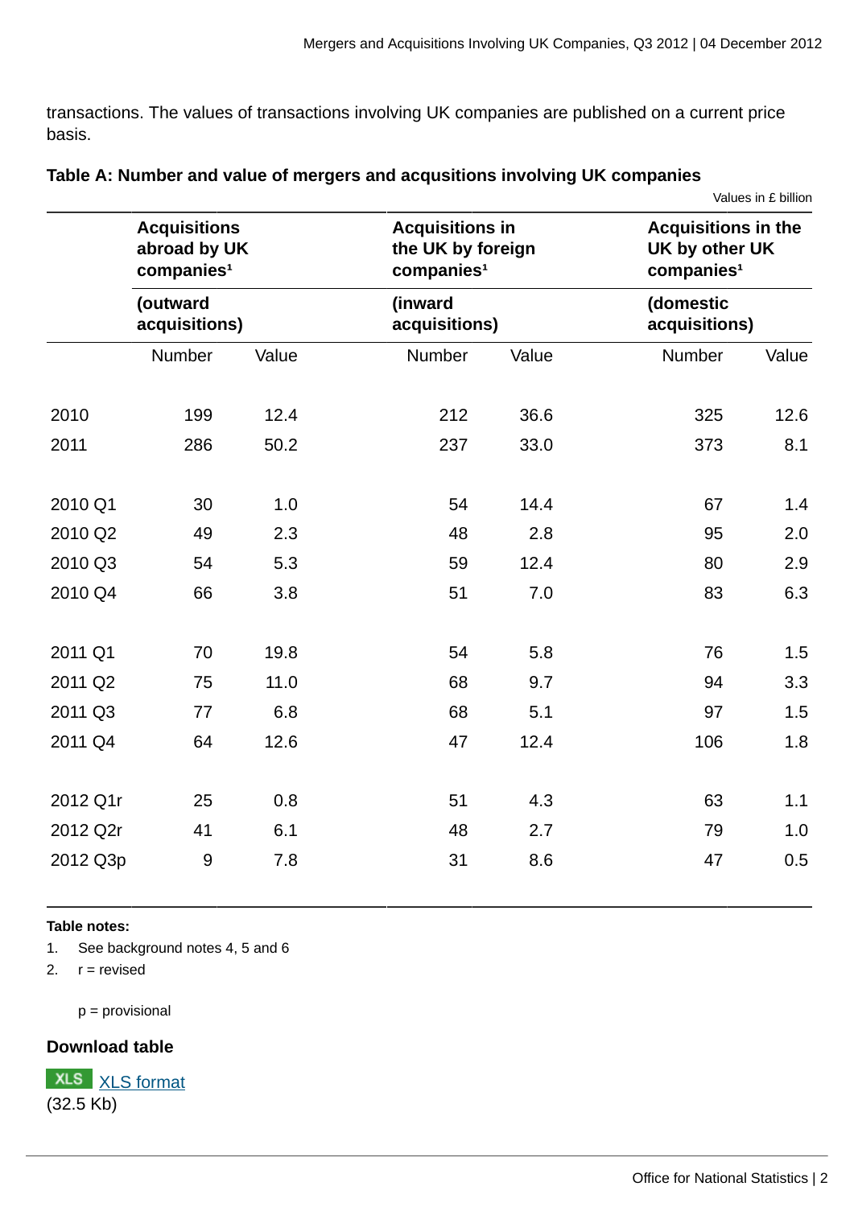transactions. The values of transactions involving UK companies are published on a current price basis.

**Table A: Number and value of mergers and acqusitions involving UK companies**

Values in £ billion

| | Acquisitions abroad by UK companies[1] (outward acquisitions) | | Acquisitions in the UK by foreign companies[1] (inward acquisitions) | | Acquisitions in the UK by other UK companies[1] (domestic acquisitions) | |
|---|---|---|---|---|---|---|
| | Number | Value | Number | Value | Number | Value |
| 2010 | 199 | 12.4 | 212 | 36.6 | 325 | 12.6 |
| 2011 | 286 | 50.2 | 237 | 33.0 | 373 | 8.1 |
| 2010 Q1 | 30 | 1.0 | 54 | 14.4 | 67 | 1.4 |
| 2010 Q2 | 49 | 2.3 | 48 | 2.8 | 95 | 2.0 |
| 2010 Q3 | 54 | 5.3 | 59 | 12.4 | 80 | 2.9 |
| 2010 Q4 | 66 | 3.8 | 51 | 7.0 | 83 | 6.3 |
| 2011 Q1 | 70 | 19.8 | 54 | 5.8 | 76 | 1.5 |
| 2011 Q2 | 75 | 11.0 | 68 | 9.7 | 94 | 3.3 |
| 2011 Q3 | 77 | 6.8 | 68 | 5.1 | 97 | 1.5 |
| 2011 Q4 | 64 | 12.6 | 47 | 12.4 | 106 | 1.8 |
| 2012 Q1r | 25 | 0.8 | 51 | 4.3 | 63 | 1.1 |
| 2012 Q2r | 41 | 6.1 | 48 | 2.7 | 79 | 1.0 |
| 2012 Q3p | 9 | 7.8 | 31 | 8.6 | 47 | 0.5 |

**Table notes:**

1. See background notes 4, 5 and 6
2. r = revised

   p = provisional

**Download table**

XLS [XLS format](#)
(32.5 Kb)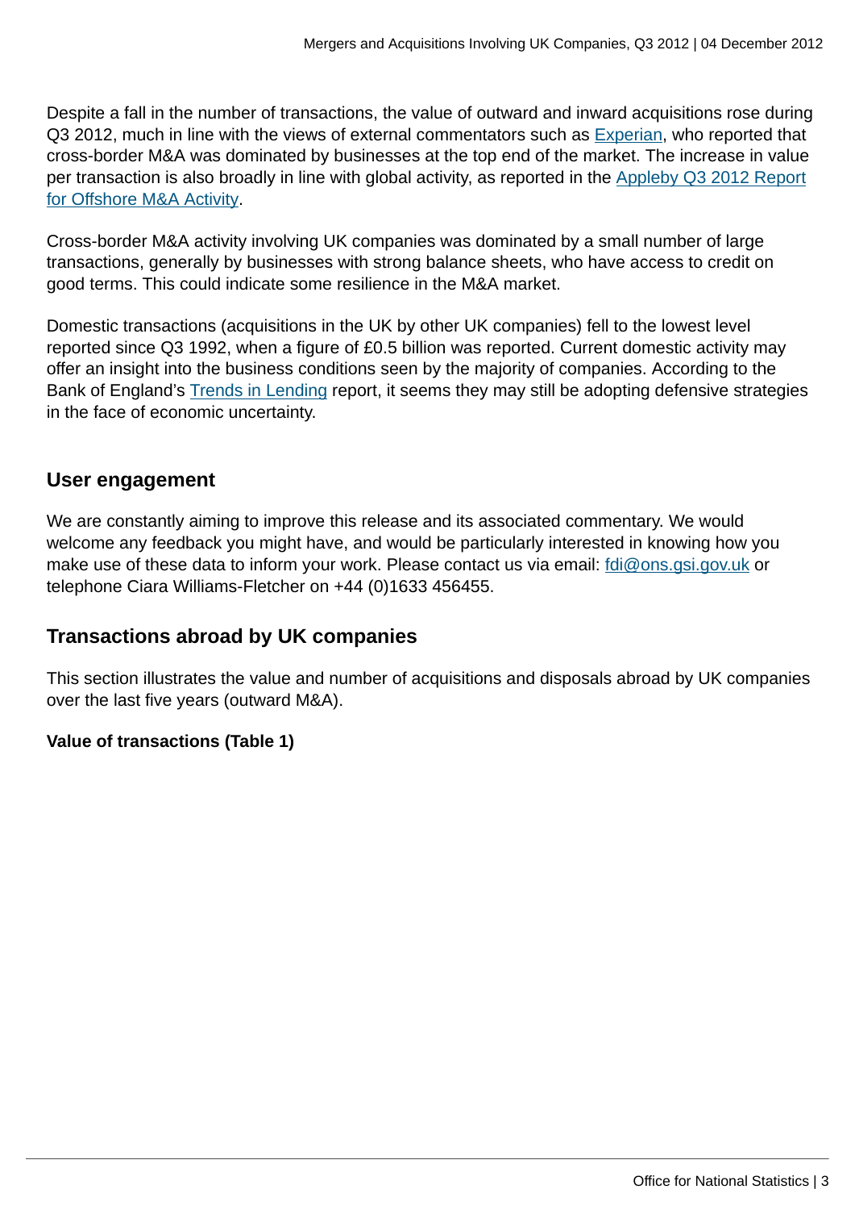Despite a fall in the number of transactions, the value of outward and inward acquisitions rose during Q3 2012, much in line with the views of external commentators such as [Experian](), who reported that cross-border M&A was dominated by businesses at the top end of the market. The increase in value per transaction is also broadly in line with global activity, as reported in the [Appleby Q3 2012 Report for Offshore M&A Activity]().

Cross-border M&A activity involving UK companies was dominated by a small number of large transactions, generally by businesses with strong balance sheets, who have access to credit on good terms. This could indicate some resilience in the M&A market.

Domestic transactions (acquisitions in the UK by other UK companies) fell to the lowest level reported since Q3 1992, when a figure of £0.5 billion was reported. Current domestic activity may offer an insight into the business conditions seen by the majority of companies. According to the Bank of England's [Trends in Lending]() report, it seems they may still be adopting defensive strategies in the face of economic uncertainty.

## User engagement

We are constantly aiming to improve this release and its associated commentary. We would welcome any feedback you might have, and would be particularly interested in knowing how you make use of these data to inform your work. Please contact us via email: fdi@ons.gsi.gov.uk or telephone Ciara Williams-Fletcher on +44 (0)1633 456455.

## Transactions abroad by UK companies

This section illustrates the value and number of acquisitions and disposals abroad by UK companies over the last five years (outward M&A).

**Value of transactions (Table 1)**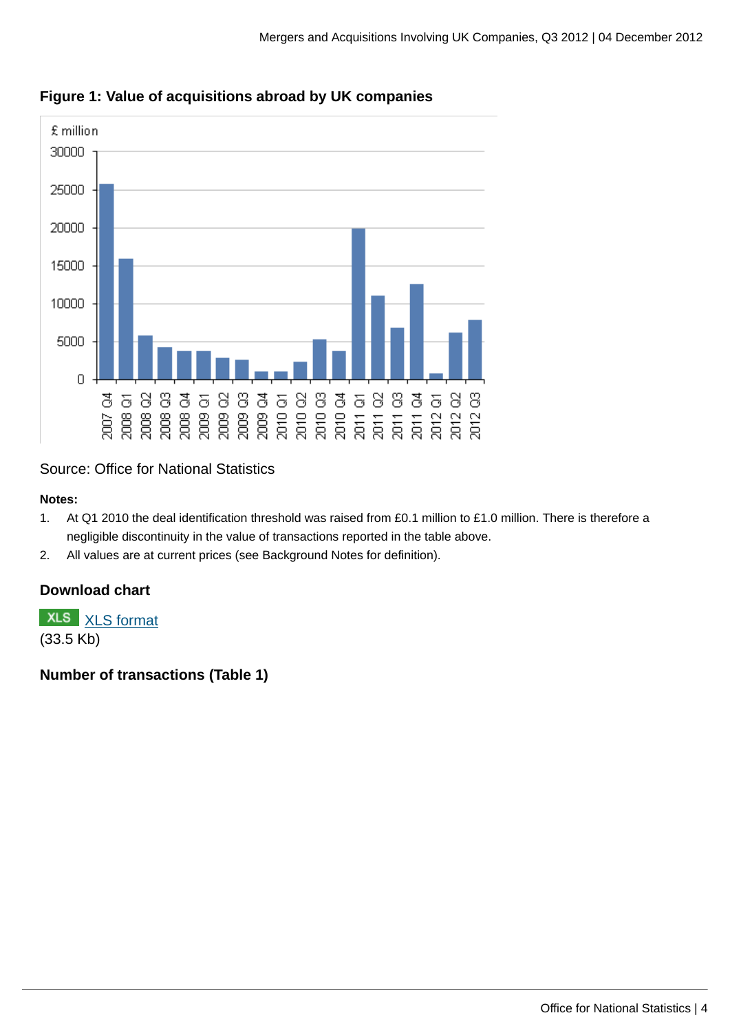**Figure 1: Value of acquisitions abroad by UK companies**

Source: Office for National Statistics

**Notes:**

1. At Q1 2010 the deal identification threshold was raised from £0.1 million to £1.0 million. There is therefore a negligible discontinuity in the value of transactions reported in the table above.
2. All values are at current prices (see Background Notes for definition).

### Download chart

XLS [XLS format](XLS format)
(33.5 Kb)

### Number of transactions (Table 1)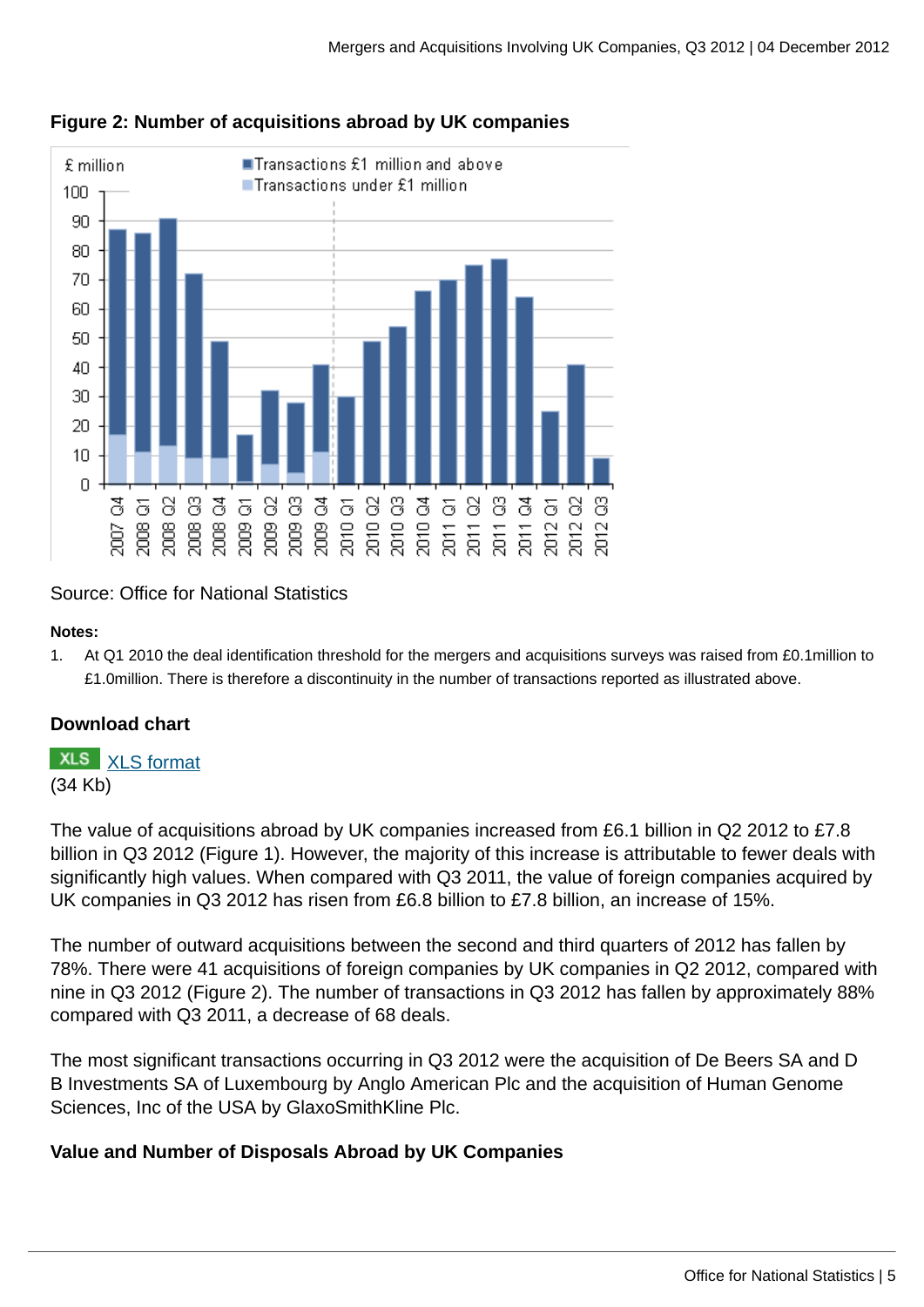**Figure 2: Number of acquisitions abroad by UK companies**

Source: Office for National Statistics

**Notes:**

1. At Q1 2010 the deal identification threshold for the mergers and acquisitions surveys was raised from £0.1million to £1.0million. There is therefore a discontinuity in the number of transactions reported as illustrated above.

**Download chart**

XLS [XLS format](#)
(34 Kb)

The value of acquisitions abroad by UK companies increased from £6.1 billion in Q2 2012 to £7.8 billion in Q3 2012 (Figure 1). However, the majority of this increase is attributable to fewer deals with significantly high values. When compared with Q3 2011, the value of foreign companies acquired by UK companies in Q3 2012 has risen from £6.8 billion to £7.8 billion, an increase of 15%.

The number of outward acquisitions between the second and third quarters of 2012 has fallen by 78%. There were 41 acquisitions of foreign companies by UK companies in Q2 2012, compared with nine in Q3 2012 (Figure 2). The number of transactions in Q3 2012 has fallen by approximately 88% compared with Q3 2011, a decrease of 68 deals.

The most significant transactions occurring in Q3 2012 were the acquisition of De Beers SA and D B Investments SA of Luxembourg by Anglo American Plc and the acquisition of Human Genome Sciences, Inc of the USA by GlaxoSmithKline Plc.

**Value and Number of Disposals Abroad by UK Companies**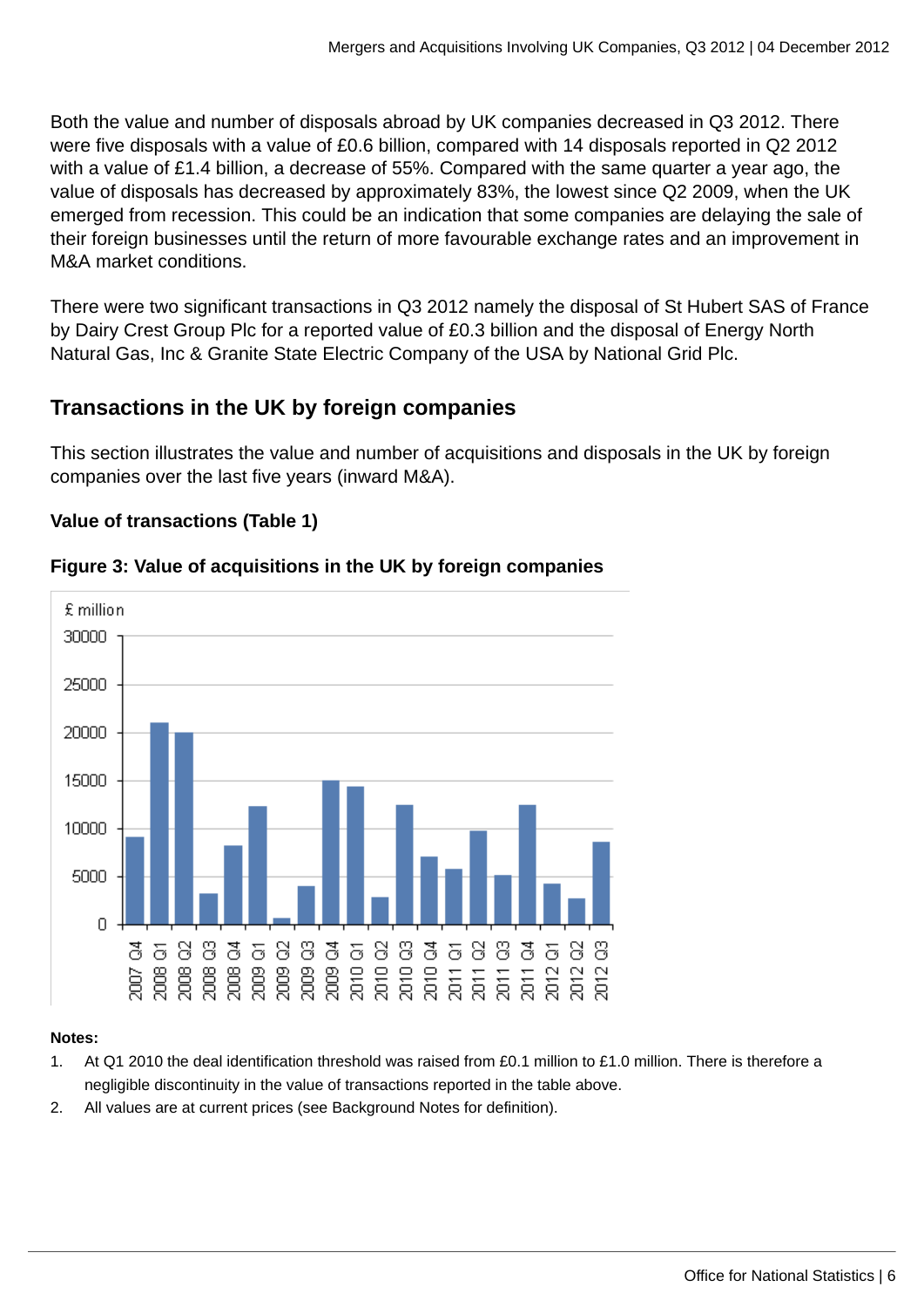Both the value and number of disposals abroad by UK companies decreased in Q3 2012. There were five disposals with a value of £0.6 billion, compared with 14 disposals reported in Q2 2012 with a value of £1.4 billion, a decrease of 55%. Compared with the same quarter a year ago, the value of disposals has decreased by approximately 83%, the lowest since Q2 2009, when the UK emerged from recession. This could be an indication that some companies are delaying the sale of their foreign businesses until the return of more favourable exchange rates and an improvement in M&A market conditions.

There were two significant transactions in Q3 2012 namely the disposal of St Hubert SAS of France by Dairy Crest Group Plc for a reported value of £0.3 billion and the disposal of Energy North Natural Gas, Inc & Granite State Electric Company of the USA by National Grid Plc.

## Transactions in the UK by foreign companies

This section illustrates the value and number of acquisitions and disposals in the UK by foreign companies over the last five years (inward M&A).

### Value of transactions (Table 1)

**Figure 3: Value of acquisitions in the UK by foreign companies**

**Notes:**

1. At Q1 2010 the deal identification threshold was raised from £0.1 million to £1.0 million. There is therefore a negligible discontinuity in the value of transactions reported in the table above.
2. All values are at current prices (see Background Notes for definition).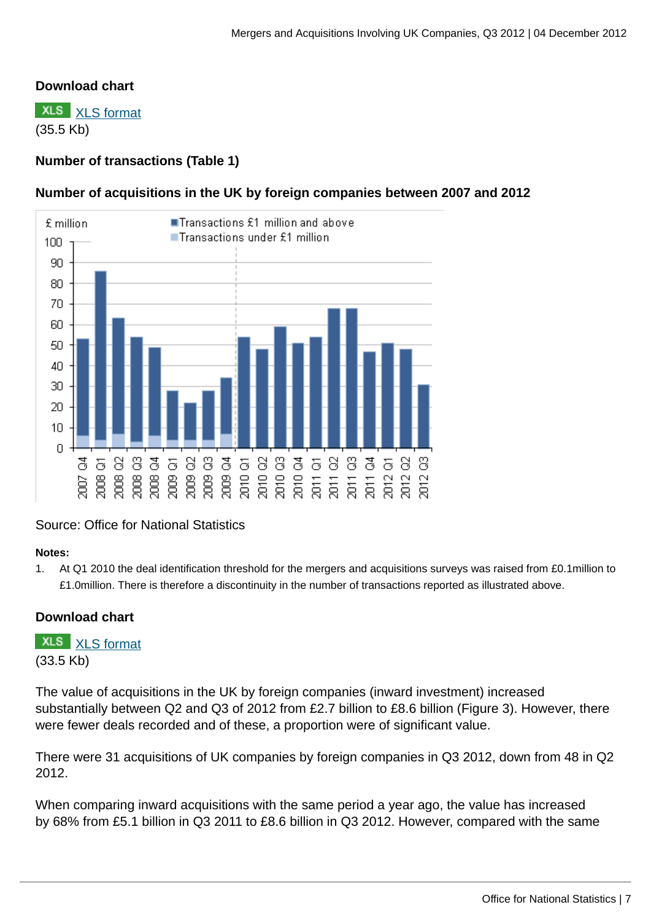**Download chart**

XLS [XLS format](#)
(35.5 Kb)

**Number of transactions (Table 1)**

**Number of acquisitions in the UK by foreign companies between 2007 and 2012**

Source: Office for National Statistics

**Notes:**

1. At Q1 2010 the deal identification threshold for the mergers and acquisitions surveys was raised from £0.1million to £1.0million. There is therefore a discontinuity in the number of transactions reported as illustrated above.

**Download chart**

XLS [XLS format](#)
(33.5 Kb)

The value of acquisitions in the UK by foreign companies (inward investment) increased substantially between Q2 and Q3 of 2012 from £2.7 billion to £8.6 billion (Figure 3). However, there were fewer deals recorded and of these, a proportion were of significant value.

There were 31 acquisitions of UK companies by foreign companies in Q3 2012, down from 48 in Q2 2012.

When comparing inward acquisitions with the same period a year ago, the value has increased by 68% from £5.1 billion in Q3 2011 to £8.6 billion in Q3 2012. However, compared with the same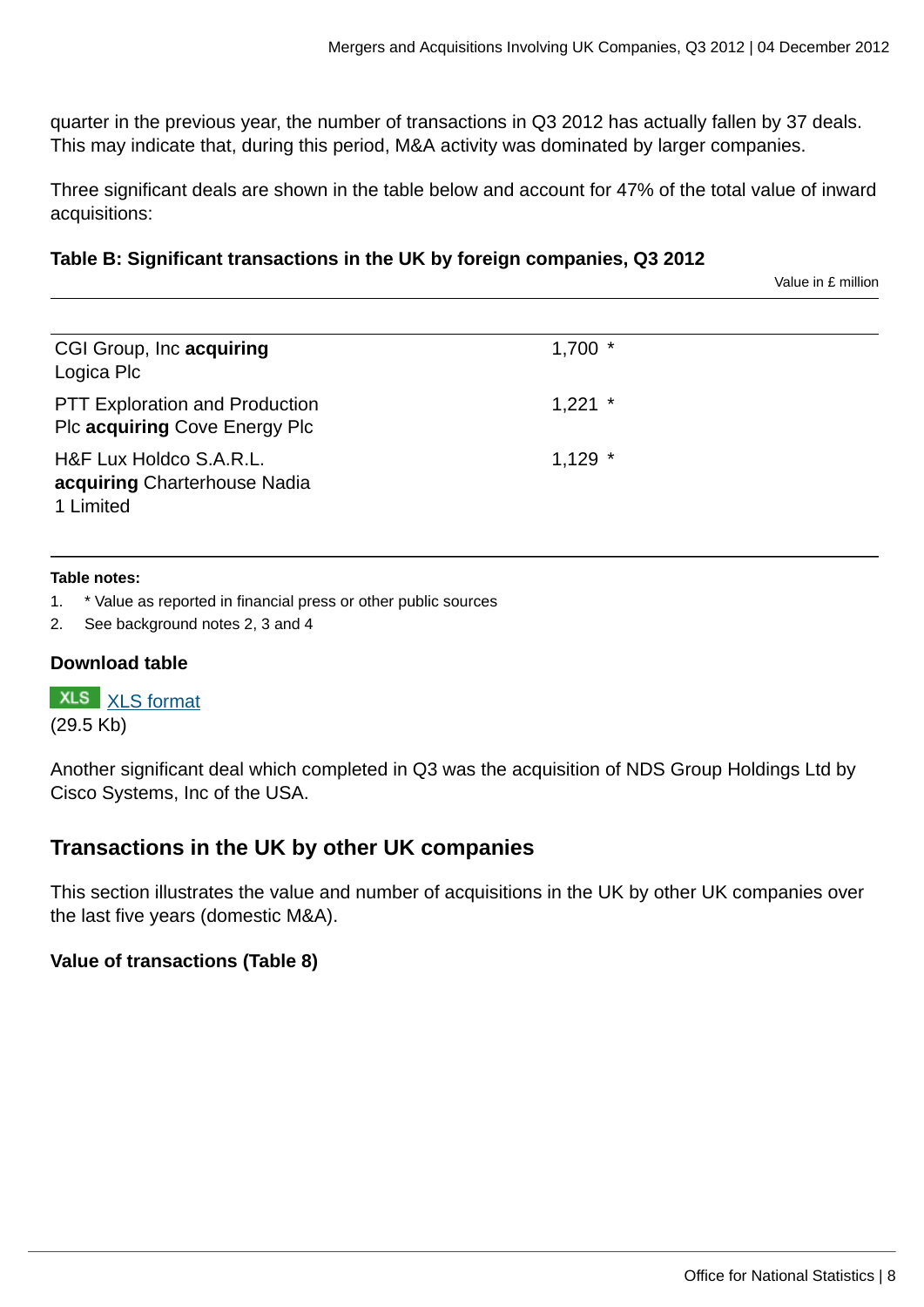quarter in the previous year, the number of transactions in Q3 2012 has actually fallen by 37 deals. This may indicate that, during this period, M&A activity was dominated by larger companies.

Three significant deals are shown in the table below and account for 47% of the total value of inward acquisitions:

**Table B: Significant transactions in the UK by foreign companies, Q3 2012**

Value in £ million

| | |
|---|---|
| CGI Group, Inc **acquiring** Logica Plc | 1,700 * |
| PTT Exploration and Production Plc **acquiring** Cove Energy Plc | 1,221 * |
| H&F Lux Holdco S.A.R.L. **acquiring** Charterhouse Nadia 1 Limited | 1,129 * |

**Table notes:**

1. * Value as reported in financial press or other public sources
2. See background notes 2, 3 and 4

**Download table**

XLS format
(29.5 Kb)

Another significant deal which completed in Q3 was the acquisition of NDS Group Holdings Ltd by Cisco Systems, Inc of the USA.

## Transactions in the UK by other UK companies

This section illustrates the value and number of acquisitions in the UK by other UK companies over the last five years (domestic M&A).

**Value of transactions (Table 8)**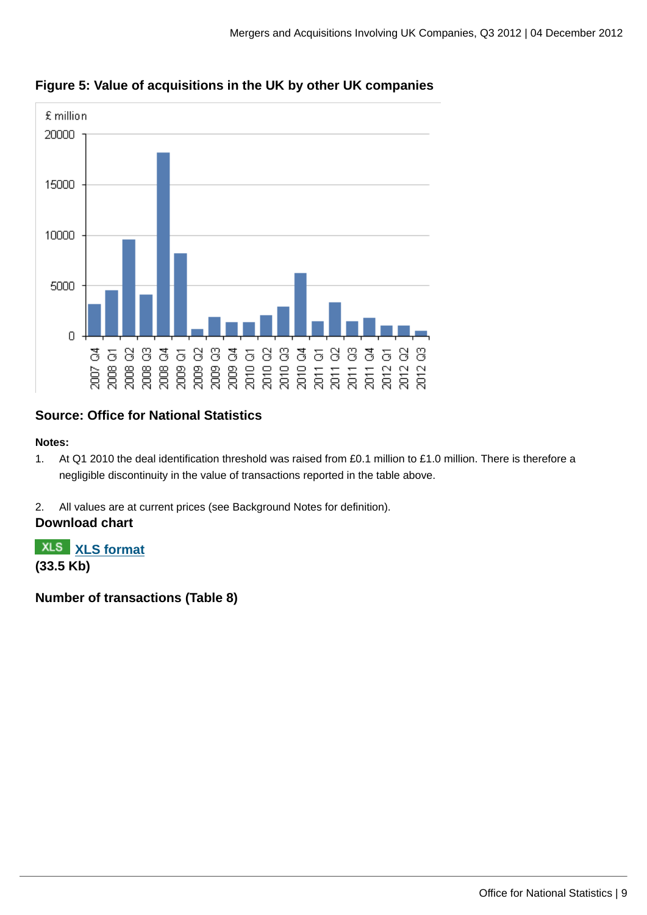### Figure 5: Value of acquisitions in the UK by other UK companies

**Source: Office for National Statistics**

**Notes:**

1. At Q1 2010 the deal identification threshold was raised from £0.1 million to £1.0 million. There is therefore a negligible discontinuity in the value of transactions reported in the table above.

2. All values are at current prices (see Background Notes for definition).

**Download chart**

XLS **XLS format**
**(33.5 Kb)**

### Number of transactions (Table 8)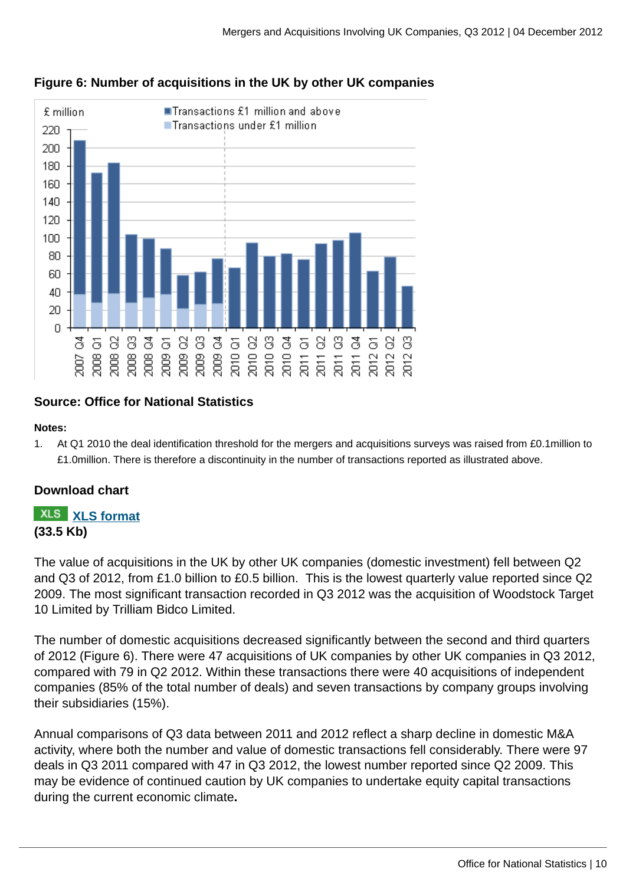**Figure 6: Number of acquisitions in the UK by other UK companies**

**Source: Office for National Statistics**

**Notes:**

1. At Q1 2010 the deal identification threshold for the mergers and acquisitions surveys was raised from £0.1million to £1.0million. There is therefore a discontinuity in the number of transactions reported as illustrated above.

**Download chart**

XLS [XLS format](#)
**(33.5 Kb)**

The value of acquisitions in the UK by other UK companies (domestic investment) fell between Q2 and Q3 of 2012, from £1.0 billion to £0.5 billion. This is the lowest quarterly value reported since Q2 2009. The most significant transaction recorded in Q3 2012 was the acquisition of Woodstock Target 10 Limited by Trilliam Bidco Limited.

The number of domestic acquisitions decreased significantly between the second and third quarters of 2012 (Figure 6). There were 47 acquisitions of UK companies by other UK companies in Q3 2012, compared with 79 in Q2 2012. Within these transactions there were 40 acquisitions of independent companies (85% of the total number of deals) and seven transactions by company groups involving their subsidiaries (15%).

Annual comparisons of Q3 data between 2011 and 2012 reflect a sharp decline in domestic M&A activity, where both the number and value of domestic transactions fell considerably. There were 97 deals in Q3 2011 compared with 47 in Q3 2012, the lowest number reported since Q2 2009. This may be evidence of continued caution by UK companies to undertake equity capital transactions during the current economic climate**.**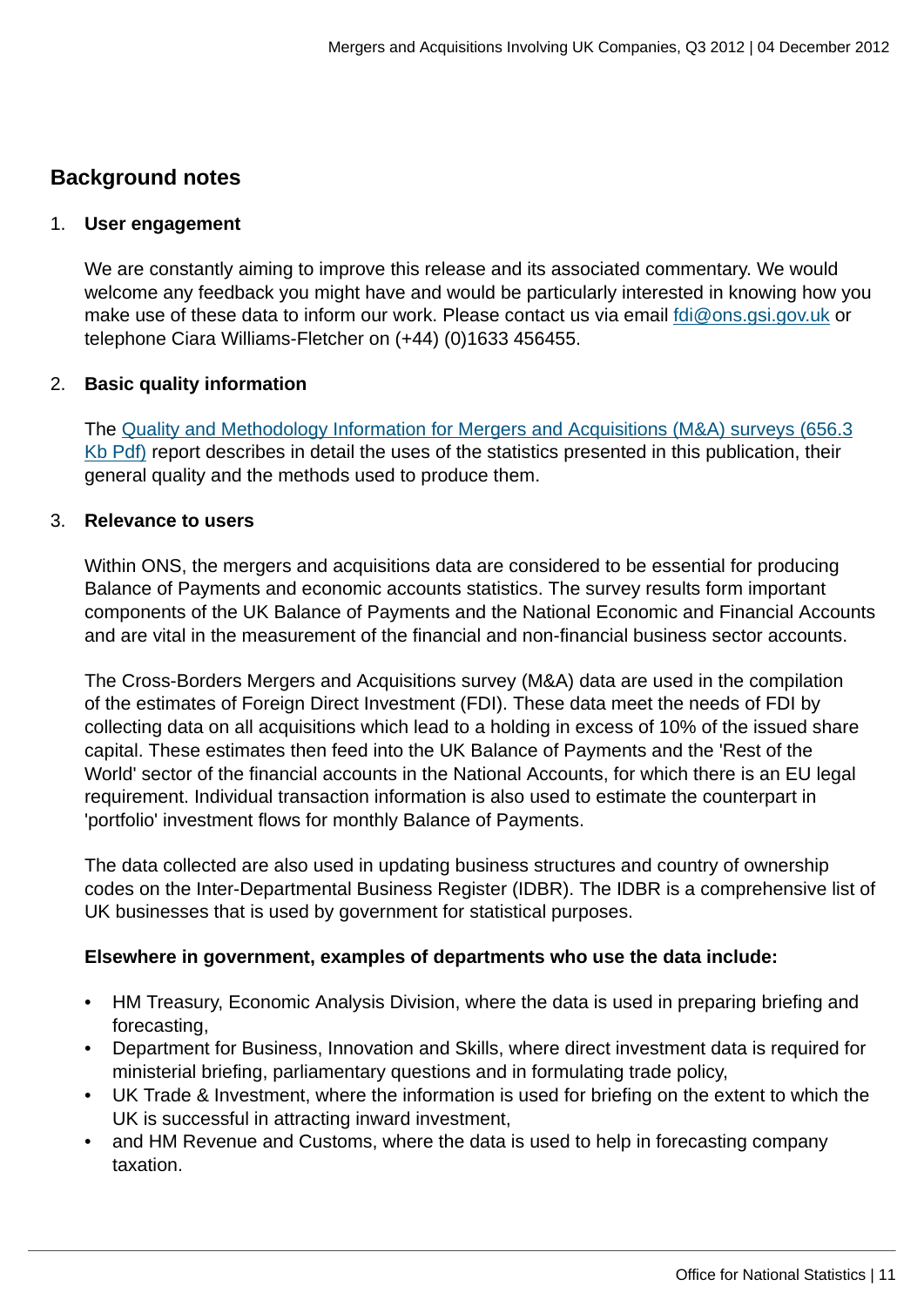## Background notes

1. **User engagement**

   We are constantly aiming to improve this release and its associated commentary. We would welcome any feedback you might have and would be particularly interested in knowing how you make use of these data to inform our work. Please contact us via email [fdi@ons.gsi.gov.uk](mailto:fdi@ons.gsi.gov.uk) or telephone Ciara Williams-Fletcher on (+44) (0)1633 456455.

2. **Basic quality information**

   The [Quality and Methodology Information for Mergers and Acquisitions (M&A) surveys (656.3 Kb Pdf)](#) report describes in detail the uses of the statistics presented in this publication, their general quality and the methods used to produce them.

3. **Relevance to users**

   Within ONS, the mergers and acquisitions data are considered to be essential for producing Balance of Payments and economic accounts statistics. The survey results form important components of the UK Balance of Payments and the National Economic and Financial Accounts and are vital in the measurement of the financial and non-financial business sector accounts.

   The Cross-Borders Mergers and Acquisitions survey (M&A) data are used in the compilation of the estimates of Foreign Direct Investment (FDI). These data meet the needs of FDI by collecting data on all acquisitions which lead to a holding in excess of 10% of the issued share capital. These estimates then feed into the UK Balance of Payments and the 'Rest of the World' sector of the financial accounts in the National Accounts, for which there is an EU legal requirement. Individual transaction information is also used to estimate the counterpart in 'portfolio' investment flows for monthly Balance of Payments.

   The data collected are also used in updating business structures and country of ownership codes on the Inter-Departmental Business Register (IDBR). The IDBR is a comprehensive list of UK businesses that is used by government for statistical purposes.

   **Elsewhere in government, examples of departments who use the data include:**

   - HM Treasury, Economic Analysis Division, where the data is used in preparing briefing and forecasting,
   - Department for Business, Innovation and Skills, where direct investment data is required for ministerial briefing, parliamentary questions and in formulating trade policy,
   - UK Trade & Investment, where the information is used for briefing on the extent to which the UK is successful in attracting inward investment,
   - and HM Revenue and Customs, where the data is used to help in forecasting company taxation.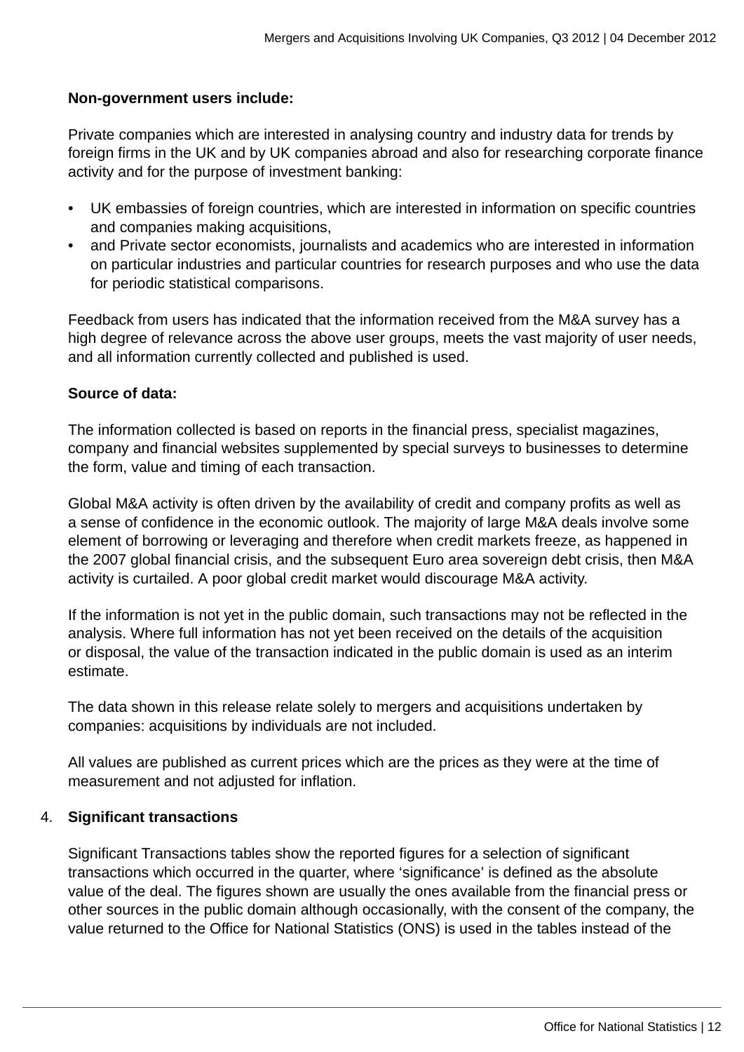**Non-government users include:**

Private companies which are interested in analysing country and industry data for trends by foreign firms in the UK and by UK companies abroad and also for researching corporate finance activity and for the purpose of investment banking:

- UK embassies of foreign countries, which are interested in information on specific countries and companies making acquisitions,
- and Private sector economists, journalists and academics who are interested in information on particular industries and particular countries for research purposes and who use the data for periodic statistical comparisons.

Feedback from users has indicated that the information received from the M&A survey has a high degree of relevance across the above user groups, meets the vast majority of user needs, and all information currently collected and published is used.

**Source of data:**

The information collected is based on reports in the financial press, specialist magazines, company and financial websites supplemented by special surveys to businesses to determine the form, value and timing of each transaction.

Global M&A activity is often driven by the availability of credit and company profits as well as a sense of confidence in the economic outlook. The majority of large M&A deals involve some element of borrowing or leveraging and therefore when credit markets freeze, as happened in the 2007 global financial crisis, and the subsequent Euro area sovereign debt crisis, then M&A activity is curtailed. A poor global credit market would discourage M&A activity.

If the information is not yet in the public domain, such transactions may not be reflected in the analysis. Where full information has not yet been received on the details of the acquisition or disposal, the value of the transaction indicated in the public domain is used as an interim estimate.

The data shown in this release relate solely to mergers and acquisitions undertaken by companies: acquisitions by individuals are not included.

All values are published as current prices which are the prices as they were at the time of measurement and not adjusted for inflation.

4. **Significant transactions**

Significant Transactions tables show the reported figures for a selection of significant transactions which occurred in the quarter, where ‘significance’ is defined as the absolute value of the deal. The figures shown are usually the ones available from the financial press or other sources in the public domain although occasionally, with the consent of the company, the value returned to the Office for National Statistics (ONS) is used in the tables instead of the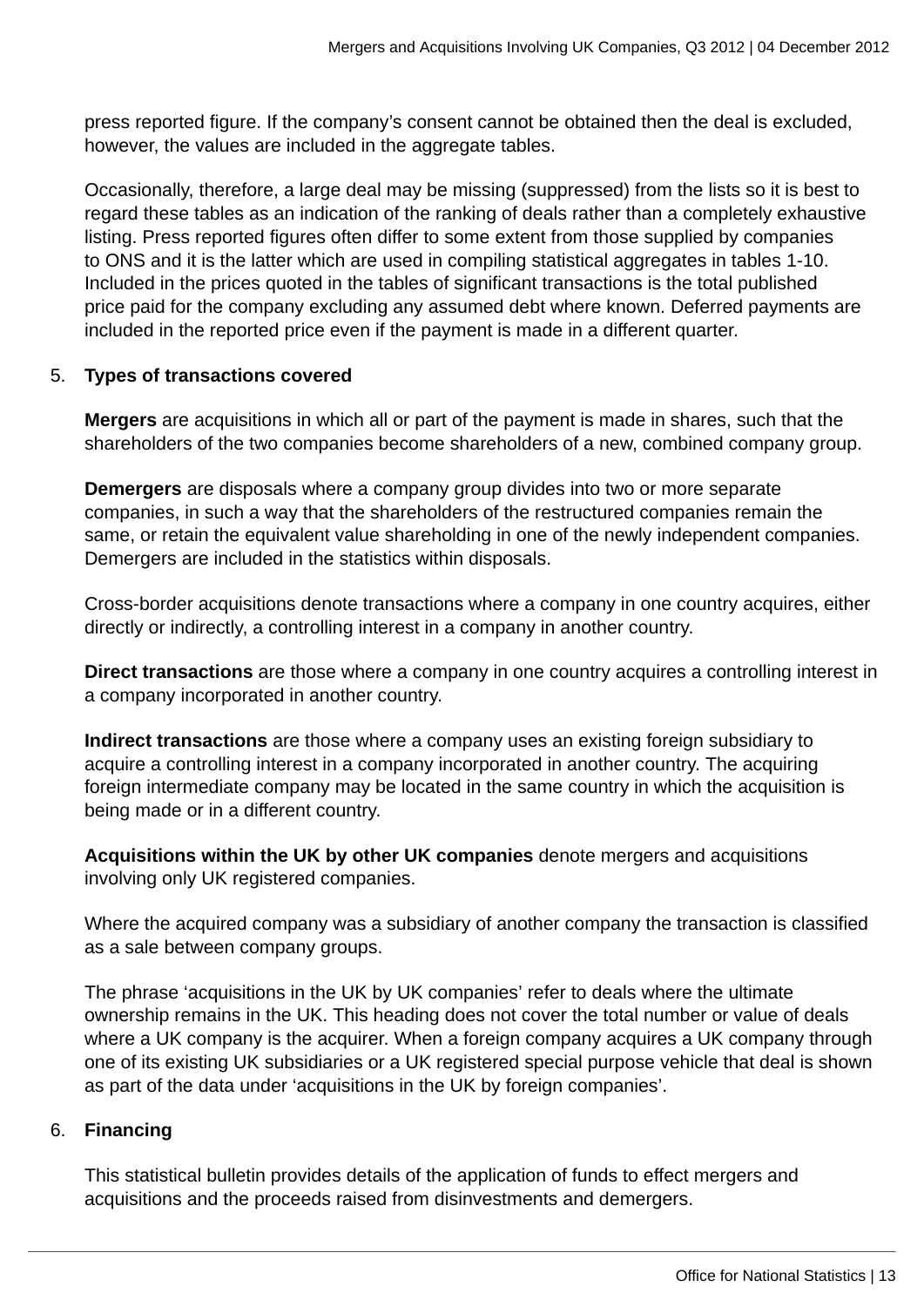press reported figure. If the company's consent cannot be obtained then the deal is excluded, however, the values are included in the aggregate tables.

Occasionally, therefore, a large deal may be missing (suppressed) from the lists so it is best to regard these tables as an indication of the ranking of deals rather than a completely exhaustive listing. Press reported figures often differ to some extent from those supplied by companies to ONS and it is the latter which are used in compiling statistical aggregates in tables 1-10. Included in the prices quoted in the tables of significant transactions is the total published price paid for the company excluding any assumed debt where known. Deferred payments are included in the reported price even if the payment is made in a different quarter.

5. **Types of transactions covered**

**Mergers** are acquisitions in which all or part of the payment is made in shares, such that the shareholders of the two companies become shareholders of a new, combined company group.

**Demergers** are disposals where a company group divides into two or more separate companies, in such a way that the shareholders of the restructured companies remain the same, or retain the equivalent value shareholding in one of the newly independent companies. Demergers are included in the statistics within disposals.

Cross-border acquisitions denote transactions where a company in one country acquires, either directly or indirectly, a controlling interest in a company in another country.

**Direct transactions** are those where a company in one country acquires a controlling interest in a company incorporated in another country.

**Indirect transactions** are those where a company uses an existing foreign subsidiary to acquire a controlling interest in a company incorporated in another country. The acquiring foreign intermediate company may be located in the same country in which the acquisition is being made or in a different country.

**Acquisitions within the UK by other UK companies** denote mergers and acquisitions involving only UK registered companies.

Where the acquired company was a subsidiary of another company the transaction is classified as a sale between company groups.

The phrase 'acquisitions in the UK by UK companies' refer to deals where the ultimate ownership remains in the UK. This heading does not cover the total number or value of deals where a UK company is the acquirer. When a foreign company acquires a UK company through one of its existing UK subsidiaries or a UK registered special purpose vehicle that deal is shown as part of the data under 'acquisitions in the UK by foreign companies'.

6. **Financing**

This statistical bulletin provides details of the application of funds to effect mergers and acquisitions and the proceeds raised from disinvestments and demergers.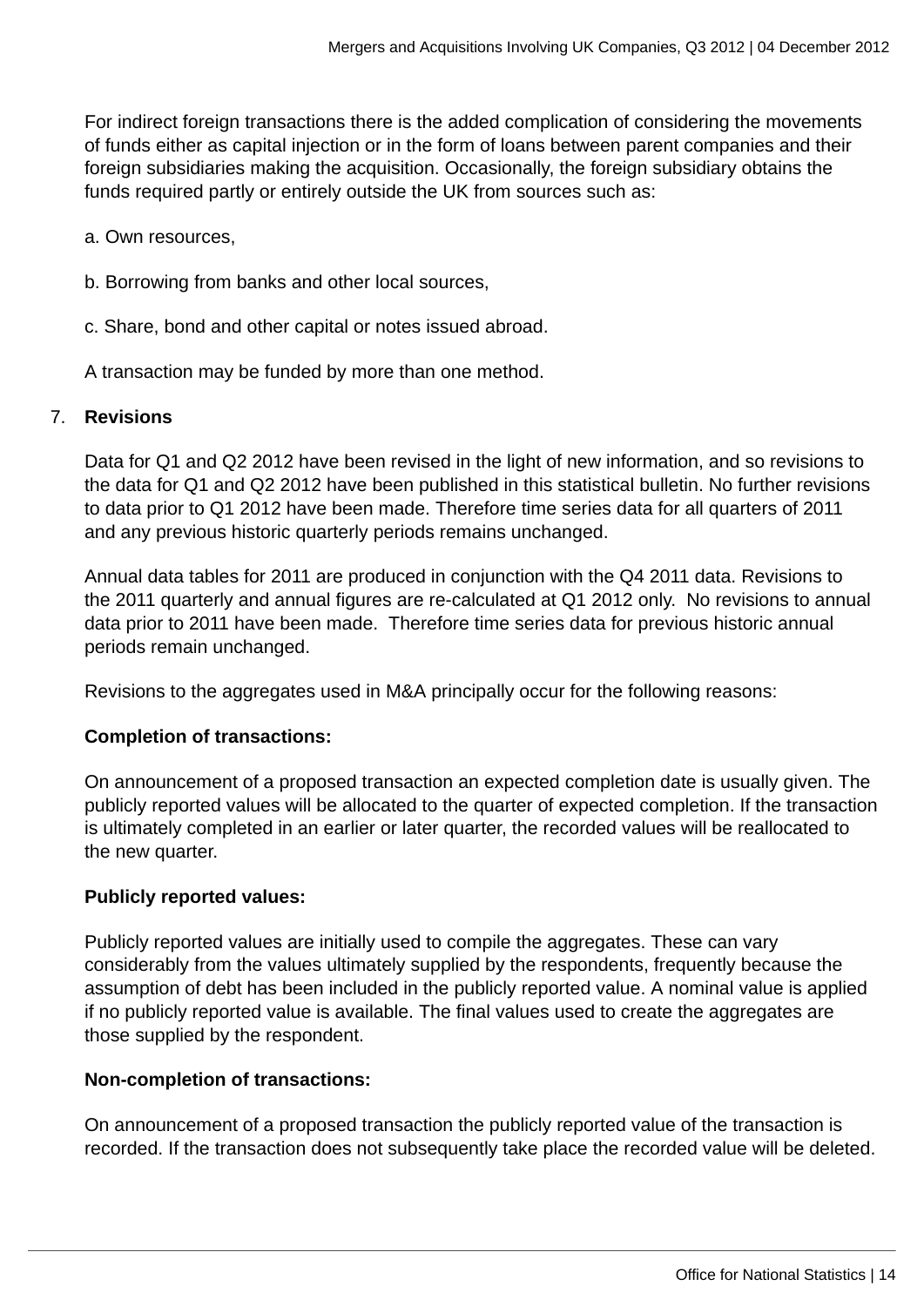For indirect foreign transactions there is the added complication of considering the movements of funds either as capital injection or in the form of loans between parent companies and their foreign subsidiaries making the acquisition. Occasionally, the foreign subsidiary obtains the funds required partly or entirely outside the UK from sources such as:

a. Own resources,

b. Borrowing from banks and other local sources,

c. Share, bond and other capital or notes issued abroad.

A transaction may be funded by more than one method.

7. **Revisions**

Data for Q1 and Q2 2012 have been revised in the light of new information, and so revisions to the data for Q1 and Q2 2012 have been published in this statistical bulletin. No further revisions to data prior to Q1 2012 have been made. Therefore time series data for all quarters of 2011 and any previous historic quarterly periods remains unchanged.

Annual data tables for 2011 are produced in conjunction with the Q4 2011 data. Revisions to the 2011 quarterly and annual figures are re-calculated at Q1 2012 only. No revisions to annual data prior to 2011 have been made. Therefore time series data for previous historic annual periods remain unchanged.

Revisions to the aggregates used in M&A principally occur for the following reasons:

**Completion of transactions:**

On announcement of a proposed transaction an expected completion date is usually given. The publicly reported values will be allocated to the quarter of expected completion. If the transaction is ultimately completed in an earlier or later quarter, the recorded values will be reallocated to the new quarter.

**Publicly reported values:**

Publicly reported values are initially used to compile the aggregates. These can vary considerably from the values ultimately supplied by the respondents, frequently because the assumption of debt has been included in the publicly reported value. A nominal value is applied if no publicly reported value is available. The final values used to create the aggregates are those supplied by the respondent.

**Non-completion of transactions:**

On announcement of a proposed transaction the publicly reported value of the transaction is recorded. If the transaction does not subsequently take place the recorded value will be deleted.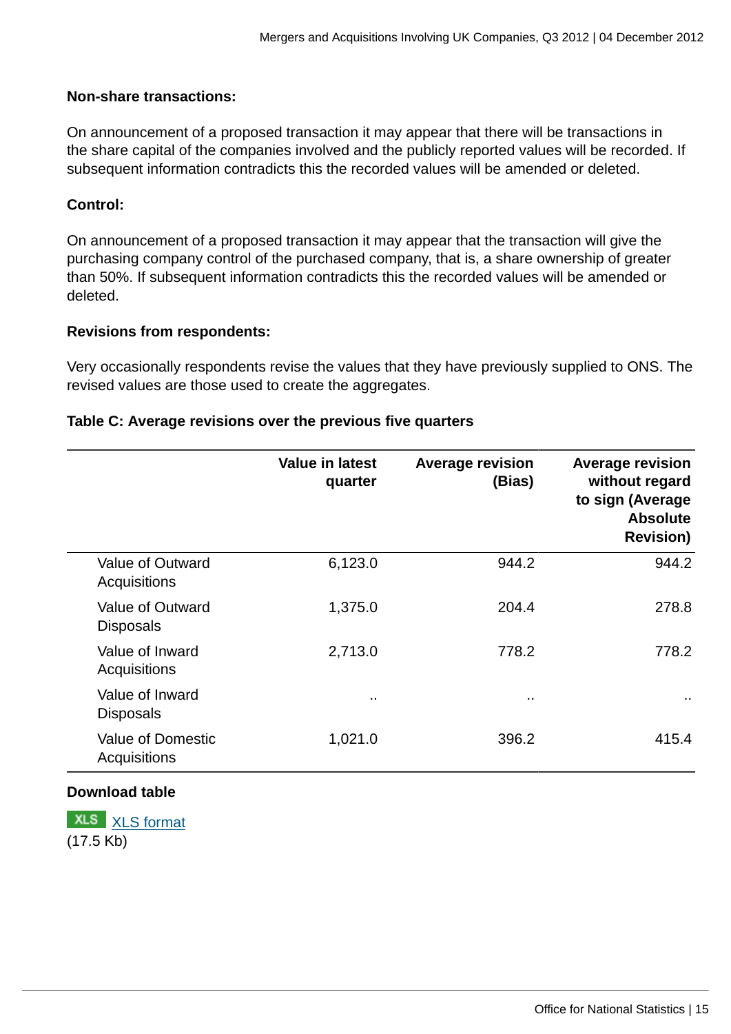**Non-share transactions:**

On announcement of a proposed transaction it may appear that there will be transactions in the share capital of the companies involved and the publicly reported values will be recorded. If subsequent information contradicts this the recorded values will be amended or deleted.

**Control:**

On announcement of a proposed transaction it may appear that the transaction will give the purchasing company control of the purchased company, that is, a share ownership of greater than 50%. If subsequent information contradicts this the recorded values will be amended or deleted.

**Revisions from respondents:**

Very occasionally respondents revise the values that they have previously supplied to ONS. The revised values are those used to create the aggregates.

**Table C: Average revisions over the previous five quarters**

| | Value in latest quarter | Average revision (Bias) | Average revision without regard to sign (Average Absolute Revision) |
|---|---|---|---|
| Value of Outward Acquisitions | 6,123.0 | 944.2 | 944.2 |
| Value of Outward Disposals | 1,375.0 | 204.4 | 278.8 |
| Value of Inward Acquisitions | 2,713.0 | 778.2 | 778.2 |
| Value of Inward Disposals | .. | .. | .. |
| Value of Domestic Acquisitions | 1,021.0 | 396.2 | 415.4 |

**Download table**

XLS XLS format
(17.5 Kb)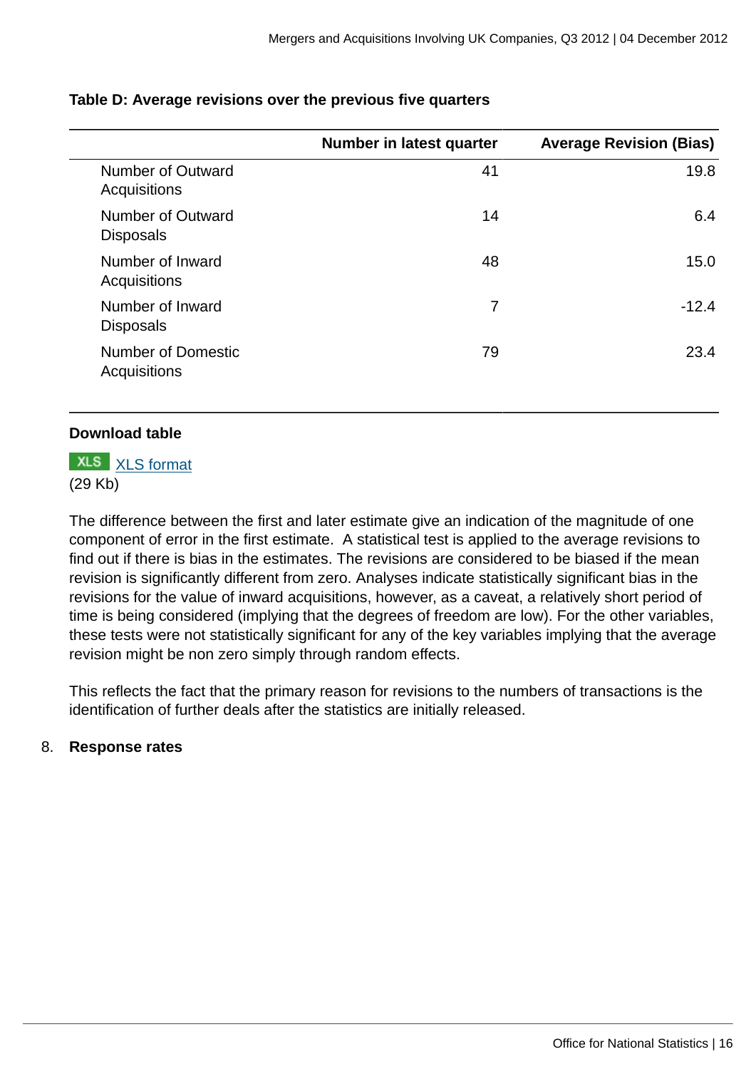**Table D: Average revisions over the previous five quarters**

| | Number in latest quarter | Average Revision (Bias) |
|---|---|---|
| Number of Outward Acquisitions | 41 | 19.8 |
| Number of Outward Disposals | 14 | 6.4 |
| Number of Inward Acquisitions | 48 | 15.0 |
| Number of Inward Disposals | 7 | -12.4 |
| Number of Domestic Acquisitions | 79 | 23.4 |

**Download table**

XLS format
(29 Kb)

The difference between the first and later estimate give an indication of the magnitude of one component of error in the first estimate. A statistical test is applied to the average revisions to find out if there is bias in the estimates. The revisions are considered to be biased if the mean revision is significantly different from zero. Analyses indicate statistically significant bias in the revisions for the value of inward acquisitions, however, as a caveat, a relatively short period of time is being considered (implying that the degrees of freedom are low). For the other variables, these tests were not statistically significant for any of the key variables implying that the average revision might be non zero simply through random effects.

This reflects the fact that the primary reason for revisions to the numbers of transactions is the identification of further deals after the statistics are initially released.

8. **Response rates**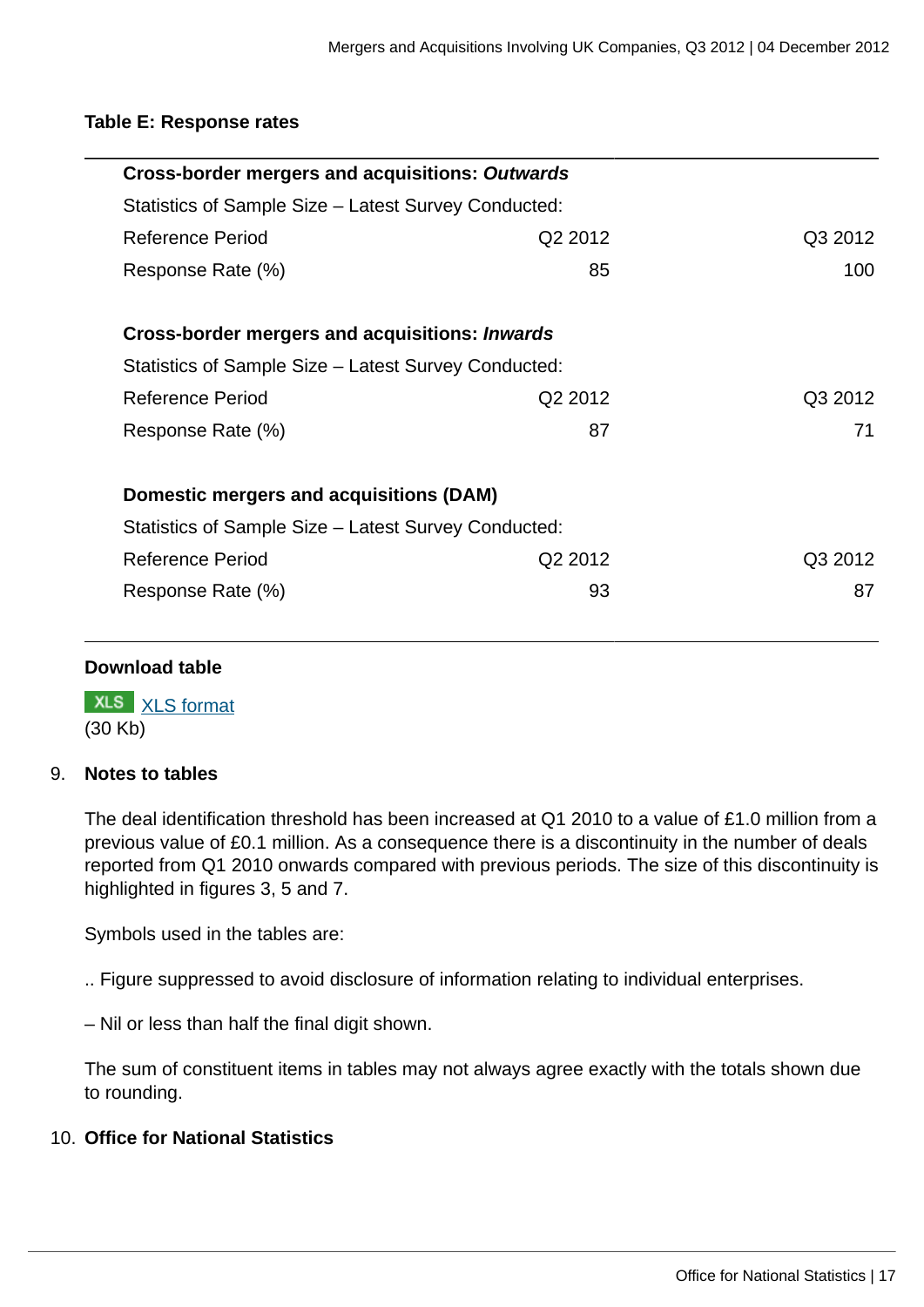**Table E: Response rates**

| | | |
|---|---|---|
| **Cross-border mergers and acquisitions: *Outwards*** | | |
| Statistics of Sample Size – Latest Survey Conducted: | | |
| Reference Period | Q2 2012 | Q3 2012 |
| Response Rate (%) | 85 | 100 |
| | | |
| **Cross-border mergers and acquisitions: *Inwards*** | | |
| Statistics of Sample Size – Latest Survey Conducted: | | |
| Reference Period | Q2 2012 | Q3 2012 |
| Response Rate (%) | 87 | 71 |
| | | |
| **Domestic mergers and acquisitions (DAM)** | | |
| Statistics of Sample Size – Latest Survey Conducted: | | |
| Reference Period | Q2 2012 | Q3 2012 |
| Response Rate (%) | 93 | 87 |

**Download table**

XLS XLS format
(30 Kb)

9. **Notes to tables**

   The deal identification threshold has been increased at Q1 2010 to a value of £1.0 million from a previous value of £0.1 million. As a consequence there is a discontinuity in the number of deals reported from Q1 2010 onwards compared with previous periods. The size of this discontinuity is highlighted in figures 3, 5 and 7.

   Symbols used in the tables are:

   .. Figure suppressed to avoid disclosure of information relating to individual enterprises.

   – Nil or less than half the final digit shown.

   The sum of constituent items in tables may not always agree exactly with the totals shown due to rounding.

10. **Office for National Statistics**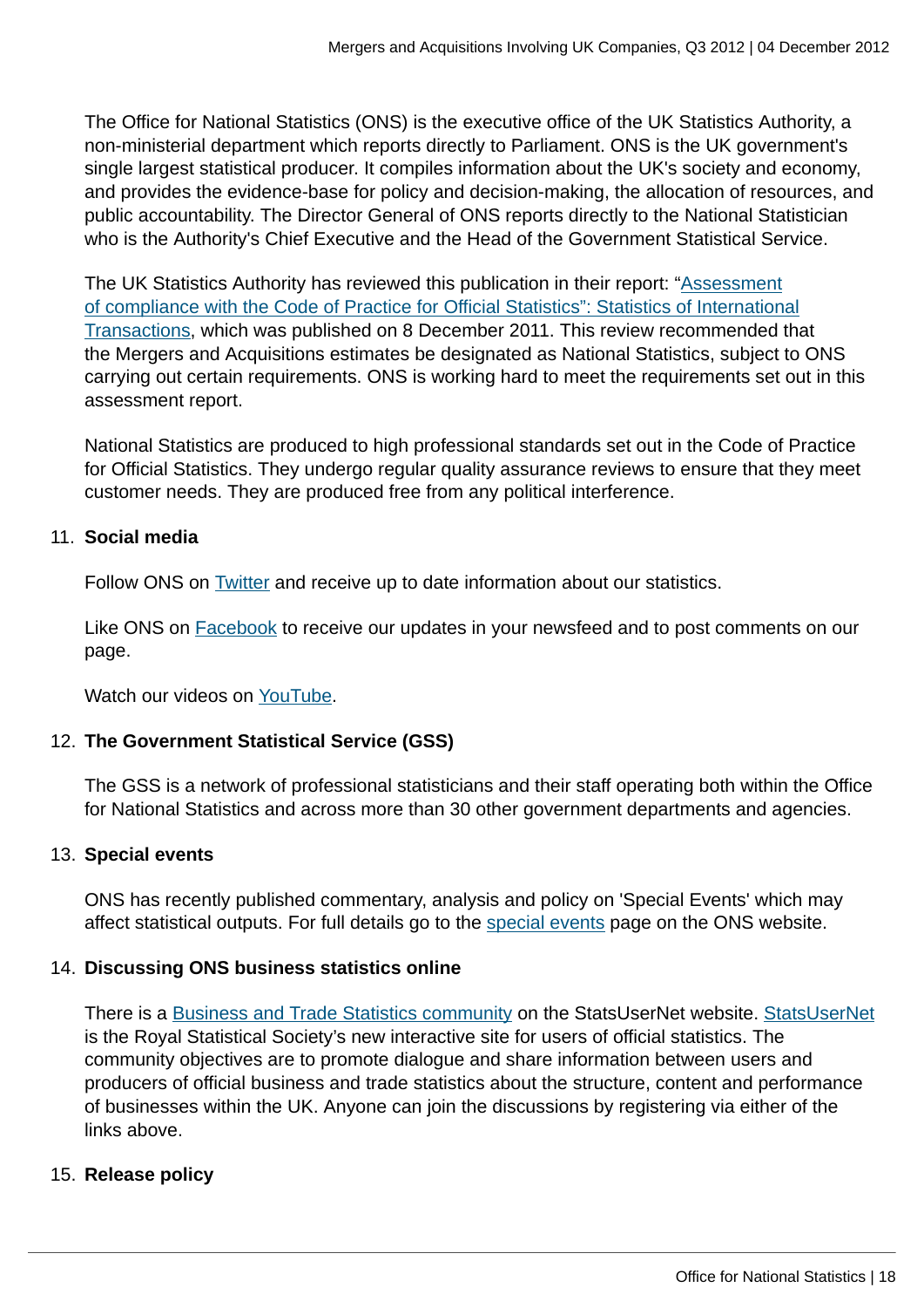The Office for National Statistics (ONS) is the executive office of the UK Statistics Authority, a non-ministerial department which reports directly to Parliament. ONS is the UK government's single largest statistical producer. It compiles information about the UK's society and economy, and provides the evidence-base for policy and decision-making, the allocation of resources, and public accountability. The Director General of ONS reports directly to the National Statistician who is the Authority's Chief Executive and the Head of the Government Statistical Service.

The UK Statistics Authority has reviewed this publication in their report: "Assessment of compliance with the Code of Practice for Official Statistics": Statistics of International Transactions, which was published on 8 December 2011. This review recommended that the Mergers and Acquisitions estimates be designated as National Statistics, subject to ONS carrying out certain requirements. ONS is working hard to meet the requirements set out in this assessment report.

National Statistics are produced to high professional standards set out in the Code of Practice for Official Statistics. They undergo regular quality assurance reviews to ensure that they meet customer needs. They are produced free from any political interference.

11. **Social media**

    Follow ONS on Twitter and receive up to date information about our statistics.

    Like ONS on Facebook to receive our updates in your newsfeed and to post comments on our page.

    Watch our videos on YouTube.

12. **The Government Statistical Service (GSS)**

    The GSS is a network of professional statisticians and their staff operating both within the Office for National Statistics and across more than 30 other government departments and agencies.

13. **Special events**

    ONS has recently published commentary, analysis and policy on 'Special Events' which may affect statistical outputs. For full details go to the special events page on the ONS website.

14. **Discussing ONS business statistics online**

    There is a Business and Trade Statistics community on the StatsUserNet website. StatsUserNet is the Royal Statistical Society's new interactive site for users of official statistics. The community objectives are to promote dialogue and share information between users and producers of official business and trade statistics about the structure, content and performance of businesses within the UK. Anyone can join the discussions by registering via either of the links above.

15. **Release policy**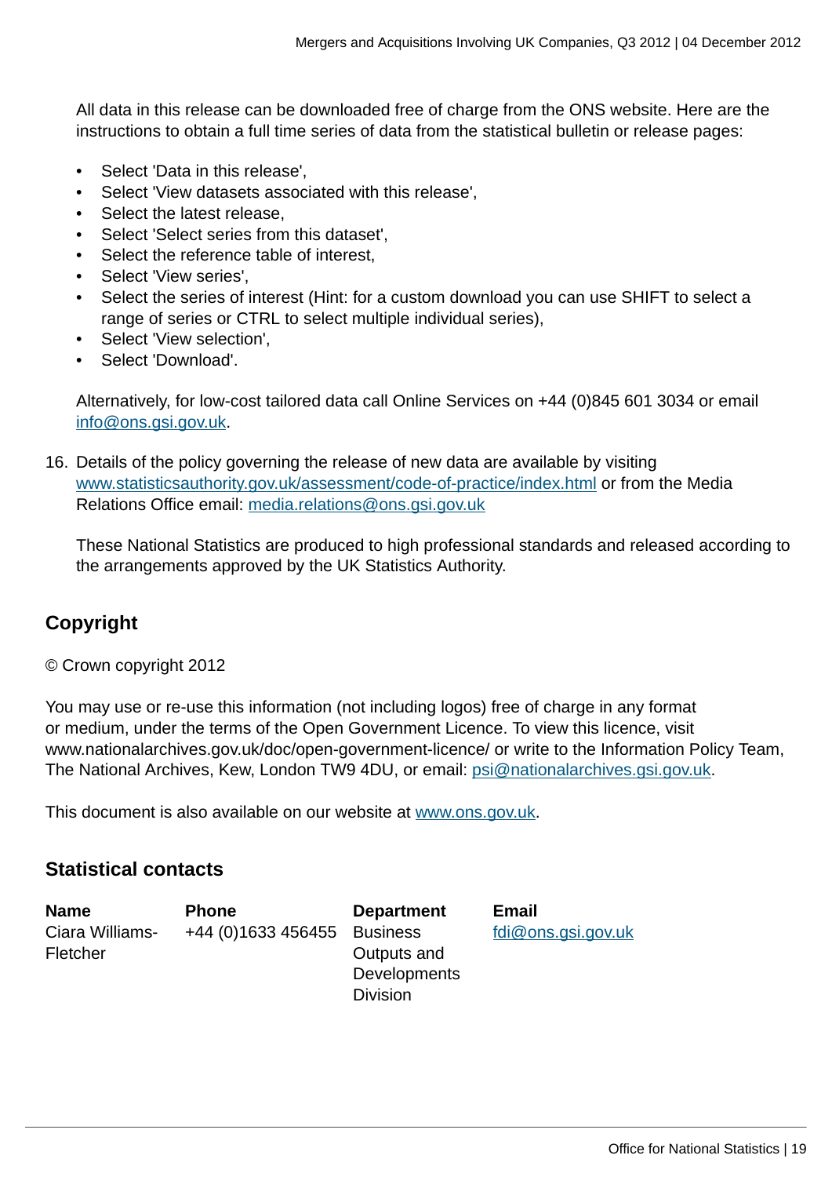All data in this release can be downloaded free of charge from the ONS website. Here are the instructions to obtain a full time series of data from the statistical bulletin or release pages:

- Select 'Data in this release',
- Select 'View datasets associated with this release',
- Select the latest release,
- Select 'Select series from this dataset',
- Select the reference table of interest,
- Select 'View series',
- Select the series of interest (Hint: for a custom download you can use SHIFT to select a range of series or CTRL to select multiple individual series),
- Select 'View selection',
- Select 'Download'.

Alternatively, for low-cost tailored data call Online Services on +44 (0)845 601 3034 or email info@ons.gsi.gov.uk.

16. Details of the policy governing the release of new data are available by visiting www.statisticsauthority.gov.uk/assessment/code-of-practice/index.html or from the Media Relations Office email: media.relations@ons.gsi.gov.uk

    These National Statistics are produced to high professional standards and released according to the arrangements approved by the UK Statistics Authority.

## Copyright

© Crown copyright 2012

You may use or re-use this information (not including logos) free of charge in any format or medium, under the terms of the Open Government Licence. To view this licence, visit www.nationalarchives.gov.uk/doc/open-government-licence/ or write to the Information Policy Team, The National Archives, Kew, London TW9 4DU, or email: psi@nationalarchives.gsi.gov.uk.

This document is also available on our website at www.ons.gov.uk.

## Statistical contacts

| Name | Phone | Department | Email |
|---|---|---|---|
| Ciara Williams-Fletcher | +44 (0)1633 456455 | Business Outputs and Developments Division | fdi@ons.gsi.gov.uk |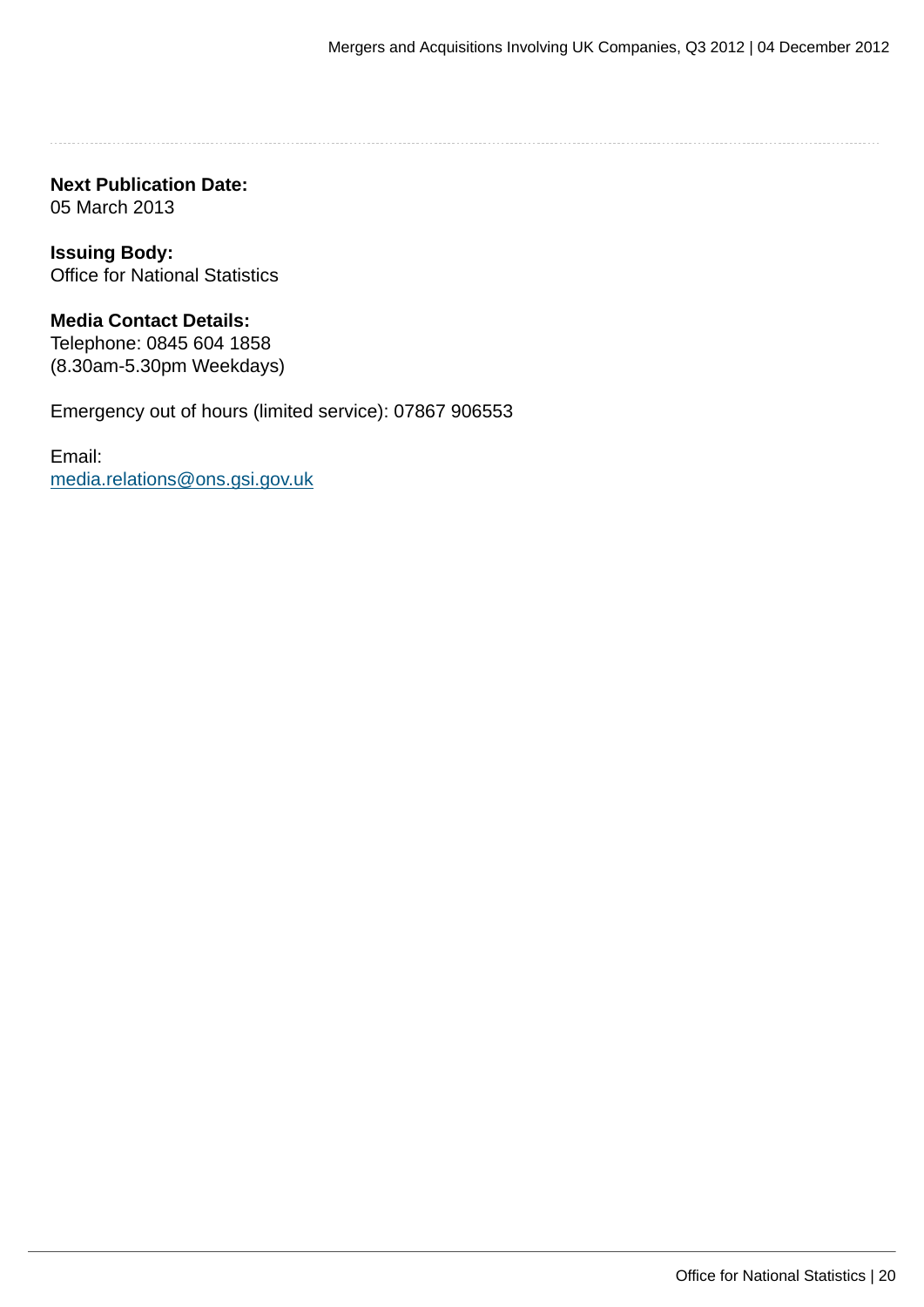**Next Publication Date:**
05 March 2013

**Issuing Body:**
Office for National Statistics

**Media Contact Details:**
Telephone: 0845 604 1858
(8.30am-5.30pm Weekdays)

Emergency out of hours (limited service): 07867 906553

Email:
media.relations@ons.gsi.gov.uk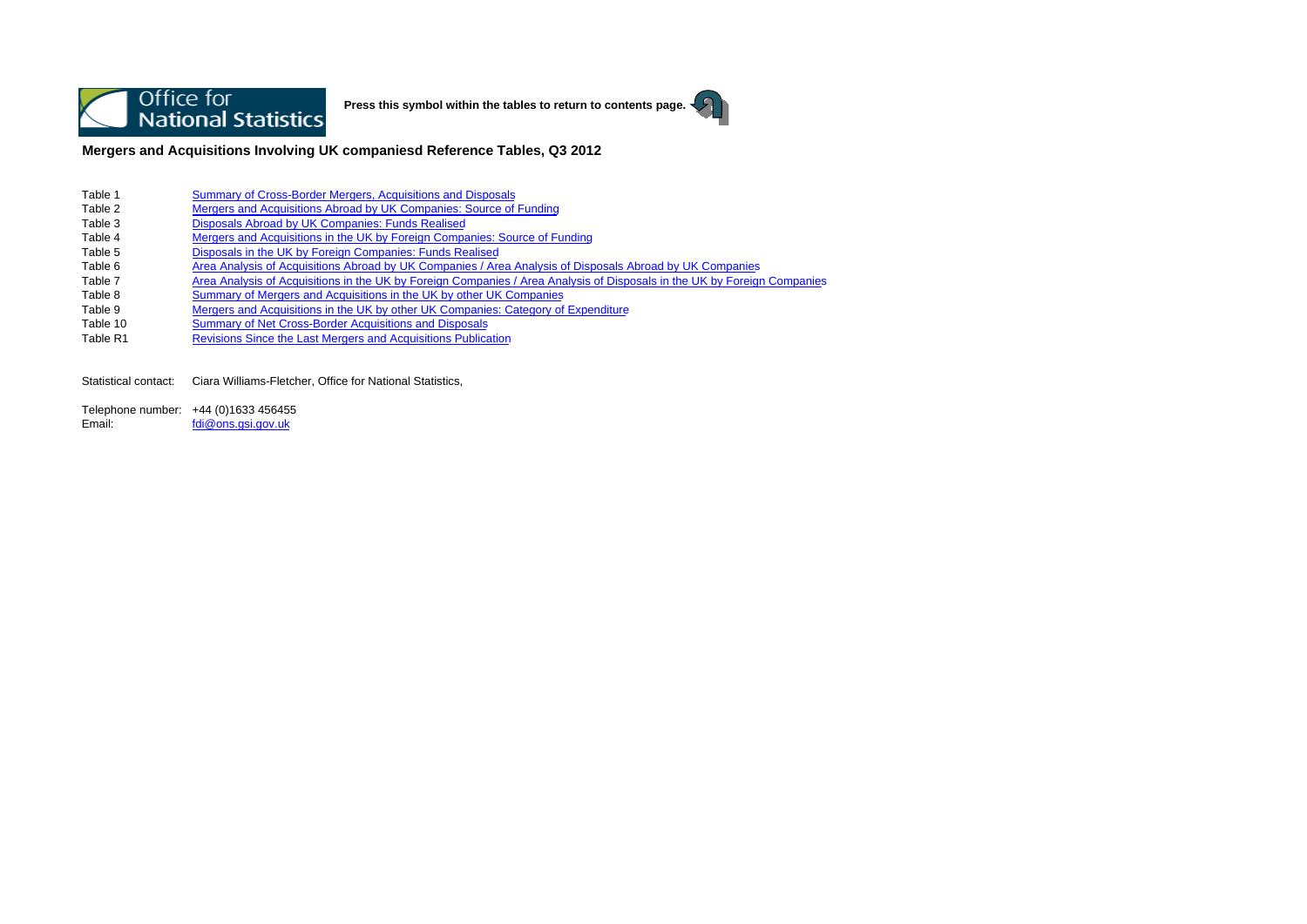Office for National Statistics

**Press this symbol within the tables to return to contents page.**

## Mergers and Acquisitions Involving UK companiesd Reference Tables, Q3 2012

| | |
|---|---|
| Table 1 | Summary of Cross-Border Mergers, Acquisitions and Disposals |
| Table 2 | Mergers and Acquisitions Abroad by UK Companies: Source of Funding |
| Table 3 | Disposals Abroad by UK Companies: Funds Realised |
| Table 4 | Mergers and Acquisitions in the UK by Foreign Companies: Source of Funding |
| Table 5 | Disposals in the UK by Foreign Companies: Funds Realised |
| Table 6 | Area Analysis of Acquisitions Abroad by UK Companies / Area Analysis of Disposals Abroad by UK Companies |
| Table 7 | Area Analysis of Acquisitions in the UK by Foreign Companies / Area Analysis of Disposals in the UK by Foreign Companies |
| Table 8 | Summary of Mergers and Acquisitions in the UK by other UK Companies |
| Table 9 | Mergers and Acquisitions in the UK by other UK Companies: Category of Expenditure |
| Table 10 | Summary of Net Cross-Border Acquisitions and Disposals |
| Table R1 | Revisions Since the Last Mergers and Acquisitions Publication |

Statistical contact: Ciara Williams-Fletcher, Office for National Statistics,

Telephone number: +44 (0)1633 456455
Email: fdi@ons.gsi.gov.uk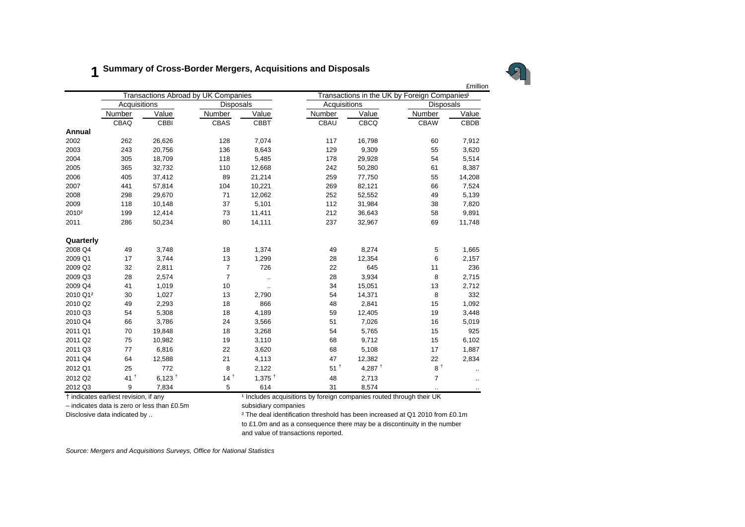# 1 Summary of Cross-Border Mergers, Acquisitions and Disposals

£million

| | Transactions Abroad by UK Companies | | | | Transactions in the UK by Foreign Companies[1] | | | |
|---|---|---|---|---|---|---|---|---|
| | Acquisitions | | Disposals | | Acquisitions | | Disposals | |
| | Number | Value | Number | Value | Number | Value | Number | Value |
| | CBAQ | CBBI | CBAS | CBBT | CBAU | CBCQ | CBAW | CBDB |
| **Annual** | | | | | | | | |
| 2002 | 262 | 26,626 | 128 | 7,074 | 117 | 16,798 | 60 | 7,912 |
| 2003 | 243 | 20,756 | 136 | 8,643 | 129 | 9,309 | 55 | 3,620 |
| 2004 | 305 | 18,709 | 118 | 5,485 | 178 | 29,928 | 54 | 5,514 |
| 2005 | 365 | 32,732 | 110 | 12,668 | 242 | 50,280 | 61 | 8,387 |
| 2006 | 405 | 37,412 | 89 | 21,214 | 259 | 77,750 | 55 | 14,208 |
| 2007 | 441 | 57,814 | 104 | 10,221 | 269 | 82,121 | 66 | 7,524 |
| 2008 | 298 | 29,670 | 71 | 12,062 | 252 | 52,552 | 49 | 5,139 |
| 2009 | 118 | 10,148 | 37 | 5,101 | 112 | 31,984 | 38 | 7,820 |
| 2010[2] | 199 | 12,414 | 73 | 11,411 | 212 | 36,643 | 58 | 9,891 |
| 2011 | 286 | 50,234 | 80 | 14,111 | 237 | 32,967 | 69 | 11,748 |
| **Quarterly** | | | | | | | | |
| 2008 Q4 | 49 | 3,748 | 18 | 1,374 | 49 | 8,274 | 5 | 1,665 |
| 2009 Q1 | 17 | 3,744 | 13 | 1,299 | 28 | 12,354 | 6 | 2,157 |
| 2009 Q2 | 32 | 2,811 | 7 | 726 | 22 | 645 | 11 | 236 |
| 2009 Q3 | 28 | 2,574 | 7 | .. | 28 | 3,934 | 8 | 2,715 |
| 2009 Q4 | 41 | 1,019 | 10 | .. | 34 | 15,051 | 13 | 2,712 |
| 2010 Q1[2] | 30 | 1,027 | 13 | 2,790 | 54 | 14,371 | 8 | 332 |
| 2010 Q2 | 49 | 2,293 | 18 | 866 | 48 | 2,841 | 15 | 1,092 |
| 2010 Q3 | 54 | 5,308 | 18 | 4,189 | 59 | 12,405 | 19 | 3,448 |
| 2010 Q4 | 66 | 3,786 | 24 | 3,566 | 51 | 7,026 | 16 | 5,019 |
| 2011 Q1 | 70 | 19,848 | 18 | 3,268 | 54 | 5,765 | 15 | 925 |
| 2011 Q2 | 75 | 10,982 | 19 | 3,110 | 68 | 9,712 | 15 | 6,102 |
| 2011 Q3 | 77 | 6,816 | 22 | 3,620 | 68 | 5,108 | 17 | 1,887 |
| 2011 Q4 | 64 | 12,588 | 21 | 4,113 | 47 | 12,382 | 22 | 2,834 |
| 2012 Q1 | 25 | 772 | 8 | 2,122 | 51 † | 4,287 † | 8 † | .. |
| 2012 Q2 | 41 † | 6,123 † | 14 † | 1,375 † | 48 | 2,713 | 7 | .. |
| 2012 Q3 | 9 | 7,834 | 5 | 614 | 31 | 8,574 | .. | .. |

† indicates earliest revision, if any

– indicates data is zero or less than £0.5m

Disclosive data indicated by ..

[1] Includes acquisitions by foreign companies routed through their UK subsidiary companies

[2] The deal identification threshold has been increased at Q1 2010 from £0.1m to £1.0m and as a consequence there may be a discontinuity in the number and value of transactions reported.

*Source: Mergers and Acquisitions Surveys, Office for National Statistics*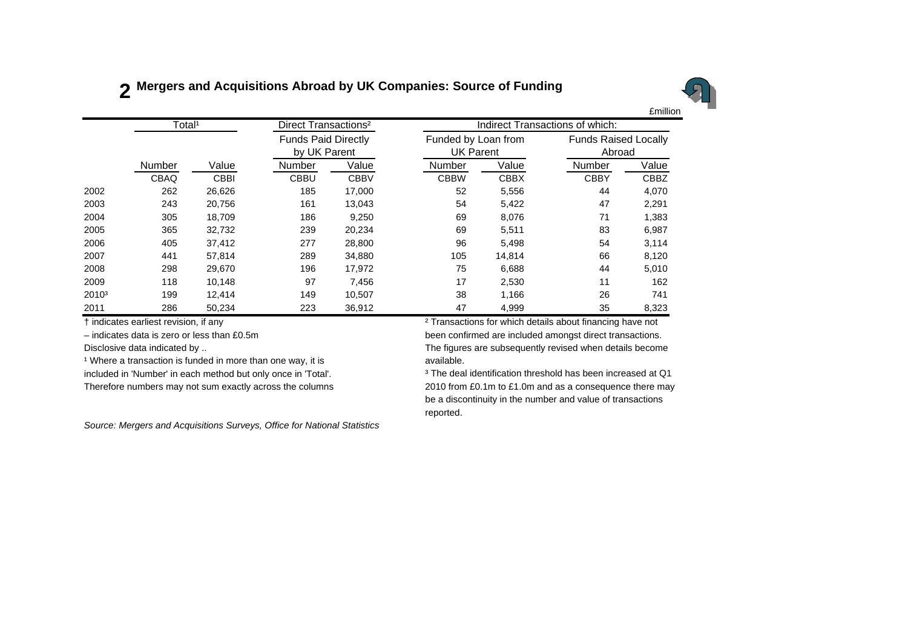## 2 Mergers and Acquisitions Abroad by UK Companies: Source of Funding

£million

| | Total[1] | | Direct Transactions[2] | | Indirect Transactions of which: | | | |
|---|---|---|---|---|---|---|---|---|
| | | | Funds Paid Directly by UK Parent | | Funded by Loan from UK Parent | | Funds Raised Locally Abroad | |
| | Number | Value | Number | Value | Number | Value | Number | Value |
| | CBAQ | CBBI | CBBU | CBBV | CBBW | CBBX | CBBY | CBBZ |
| 2002 | 262 | 26,626 | 185 | 17,000 | 52 | 5,556 | 44 | 4,070 |
| 2003 | 243 | 20,756 | 161 | 13,043 | 54 | 5,422 | 47 | 2,291 |
| 2004 | 305 | 18,709 | 186 | 9,250 | 69 | 8,076 | 71 | 1,383 |
| 2005 | 365 | 32,732 | 239 | 20,234 | 69 | 5,511 | 83 | 6,987 |
| 2006 | 405 | 37,412 | 277 | 28,800 | 96 | 5,498 | 54 | 3,114 |
| 2007 | 441 | 57,814 | 289 | 34,880 | 105 | 14,814 | 66 | 8,120 |
| 2008 | 298 | 29,670 | 196 | 17,972 | 75 | 6,688 | 44 | 5,010 |
| 2009 | 118 | 10,148 | 97 | 7,456 | 17 | 2,530 | 11 | 162 |
| 2010[3] | 199 | 12,414 | 149 | 10,507 | 38 | 1,166 | 26 | 741 |
| 2011 | 286 | 50,234 | 223 | 36,912 | 47 | 4,999 | 35 | 8,323 |

† indicates earliest revision, if any

– indicates data is zero or less than £0.5m

Disclosive data indicated by ..

[1] Where a transaction is funded in more than one way, it is included in 'Number' in each method but only once in 'Total'. Therefore numbers may not sum exactly across the columns

[2] Transactions for which details about financing have not been confirmed are included amongst direct transactions. The figures are subsequently revised when details become available.

[3] The deal identification threshold has been increased at Q1 2010 from £0.1m to £1.0m and as a consequence there may be a discontinuity in the number and value of transactions reported.

*Source: Mergers and Acquisitions Surveys, Office for National Statistics*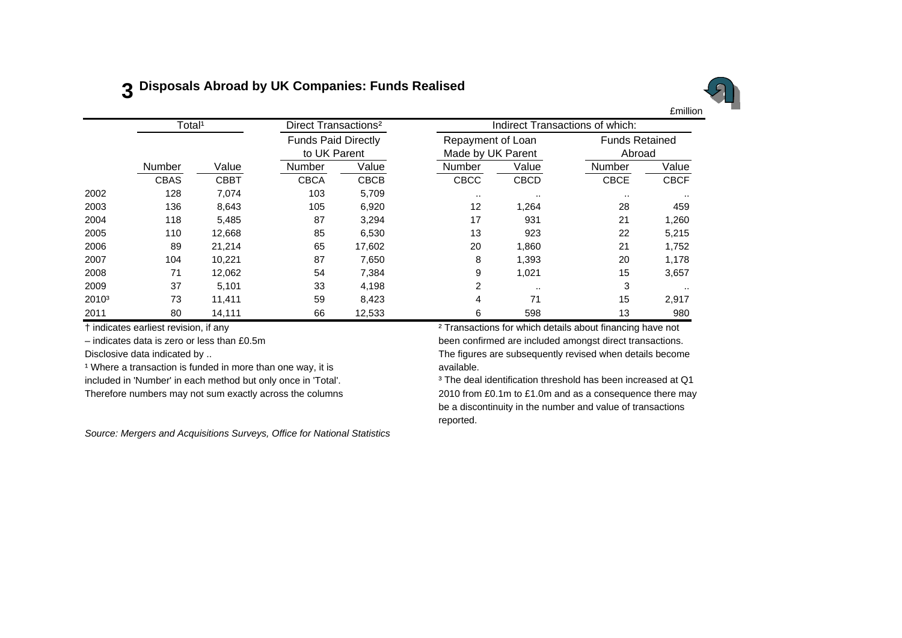# 3 Disposals Abroad by UK Companies: Funds Realised

£million

| | Total[1] | | Direct Transactions[2] | | Indirect Transactions of which: | | | |
|---|---|---|---|---|---|---|---|---|
| | | | Funds Paid Directly to UK Parent | | Repayment of Loan Made by UK Parent | | Funds Retained Abroad | |
| | Number | Value | Number | Value | Number | Value | Number | Value |
| | CBAS | CBBT | CBCA | CBCB | CBCC | CBCD | CBCE | CBCF |
| 2002 | 128 | 7,074 | 103 | 5,709 | .. | .. | .. | .. |
| 2003 | 136 | 8,643 | 105 | 6,920 | 12 | 1,264 | 28 | 459 |
| 2004 | 118 | 5,485 | 87 | 3,294 | 17 | 931 | 21 | 1,260 |
| 2005 | 110 | 12,668 | 85 | 6,530 | 13 | 923 | 22 | 5,215 |
| 2006 | 89 | 21,214 | 65 | 17,602 | 20 | 1,860 | 21 | 1,752 |
| 2007 | 104 | 10,221 | 87 | 7,650 | 8 | 1,393 | 20 | 1,178 |
| 2008 | 71 | 12,062 | 54 | 7,384 | 9 | 1,021 | 15 | 3,657 |
| 2009 | 37 | 5,101 | 33 | 4,198 | 2 | .. | 3 | .. |
| 2010[3] | 73 | 11,411 | 59 | 8,423 | 4 | 71 | 15 | 2,917 |
| 2011 | 80 | 14,111 | 66 | 12,533 | 6 | 598 | 13 | 980 |

† indicates earliest revision, if any

– indicates data is zero or less than £0.5m

Disclosive data indicated by ..

[1] Where a transaction is funded in more than one way, it is included in 'Number' in each method but only once in 'Total'. Therefore numbers may not sum exactly across the columns

[2] Transactions for which details about financing have not been confirmed are included amongst direct transactions. The figures are subsequently revised when details become available.

[3] The deal identification threshold has been increased at Q1 2010 from £0.1m to £1.0m and as a consequence there may be a discontinuity in the number and value of transactions reported.

*Source: Mergers and Acquisitions Surveys, Office for National Statistics*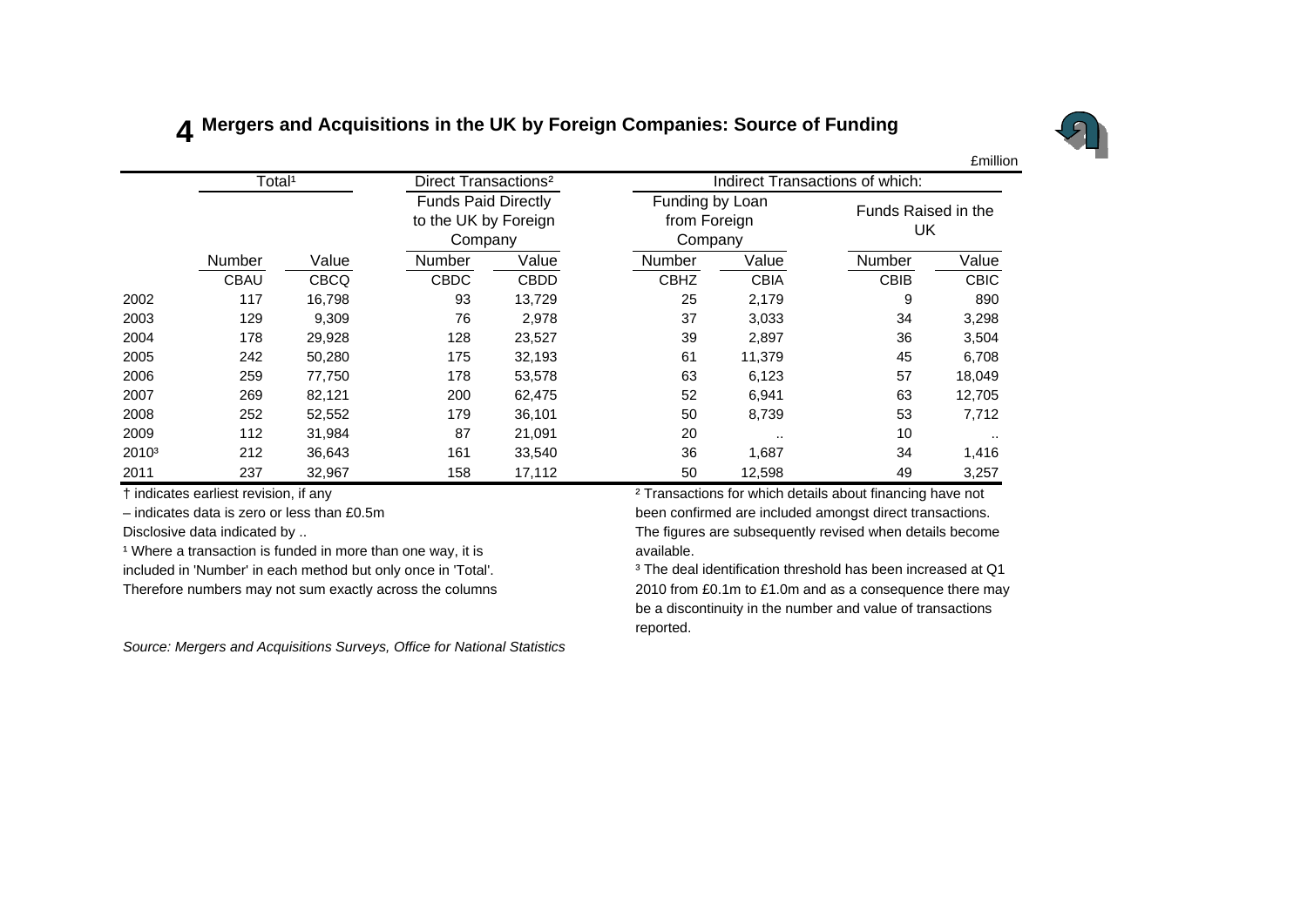## 4 Mergers and Acquisitions in the UK by Foreign Companies: Source of Funding

£million

| | Total[1] | | Direct Transactions[2] | | Indirect Transactions of which: | | | |
|---|---|---|---|---|---|---|---|---|
| | | | Funds Paid Directly to the UK by Foreign Company | | Funding by Loan from Foreign Company | | Funds Raised in the UK | |
| | Number | Value | Number | Value | Number | Value | Number | Value |
| | CBAU | CBCQ | CBDC | CBDD | CBHZ | CBIA | CBIB | CBIC |
| 2002 | 117 | 16,798 | 93 | 13,729 | 25 | 2,179 | 9 | 890 |
| 2003 | 129 | 9,309 | 76 | 2,978 | 37 | 3,033 | 34 | 3,298 |
| 2004 | 178 | 29,928 | 128 | 23,527 | 39 | 2,897 | 36 | 3,504 |
| 2005 | 242 | 50,280 | 175 | 32,193 | 61 | 11,379 | 45 | 6,708 |
| 2006 | 259 | 77,750 | 178 | 53,578 | 63 | 6,123 | 57 | 18,049 |
| 2007 | 269 | 82,121 | 200 | 62,475 | 52 | 6,941 | 63 | 12,705 |
| 2008 | 252 | 52,552 | 179 | 36,101 | 50 | 8,739 | 53 | 7,712 |
| 2009 | 112 | 31,984 | 87 | 21,091 | 20 | .. | 10 | .. |
| 2010[3] | 212 | 36,643 | 161 | 33,540 | 36 | 1,687 | 34 | 1,416 |
| 2011 | 237 | 32,967 | 158 | 17,112 | 50 | 12,598 | 49 | 3,257 |

† indicates earliest revision, if any

– indicates data is zero or less than £0.5m

Disclosive data indicated by ..

[1] Where a transaction is funded in more than one way, it is included in 'Number' in each method but only once in 'Total'. Therefore numbers may not sum exactly across the columns

[2] Transactions for which details about financing have not been confirmed are included amongst direct transactions. The figures are subsequently revised when details become available.

[3] The deal identification threshold has been increased at Q1 2010 from £0.1m to £1.0m and as a consequence there may be a discontinuity in the number and value of transactions reported.

*Source: Mergers and Acquisitions Surveys, Office for National Statistics*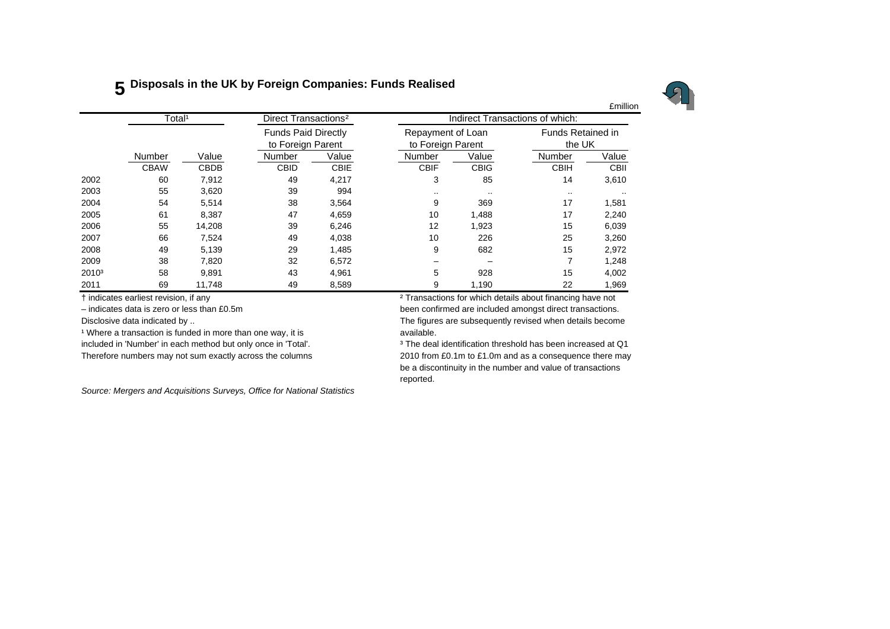# 5 Disposals in the UK by Foreign Companies: Funds Realised

£million

| | Total[1] | | Direct Transactions[2] | | Indirect Transactions of which: | | | |
|---|---|---|---|---|---|---|---|---|
| | | | Funds Paid Directly to Foreign Parent | | Repayment of Loan to Foreign Parent | | Funds Retained in the UK | |
| | Number | Value | Number | Value | Number | Value | Number | Value |
| | CBAW | CBDB | CBID | CBIE | CBIF | CBIG | CBIH | CBII |
| 2002 | 60 | 7,912 | 49 | 4,217 | 3 | 85 | 14 | 3,610 |
| 2003 | 55 | 3,620 | 39 | 994 | .. | .. | .. | .. |
| 2004 | 54 | 5,514 | 38 | 3,564 | 9 | 369 | 17 | 1,581 |
| 2005 | 61 | 8,387 | 47 | 4,659 | 10 | 1,488 | 17 | 2,240 |
| 2006 | 55 | 14,208 | 39 | 6,246 | 12 | 1,923 | 15 | 6,039 |
| 2007 | 66 | 7,524 | 49 | 4,038 | 10 | 226 | 25 | 3,260 |
| 2008 | 49 | 5,139 | 29 | 1,485 | 9 | 682 | 15 | 2,972 |
| 2009 | 38 | 7,820 | 32 | 6,572 | – | – | 7 | 1,248 |
| 2010[3] | 58 | 9,891 | 43 | 4,961 | 5 | 928 | 15 | 4,002 |
| 2011 | 69 | 11,748 | 49 | 8,589 | 9 | 1,190 | 22 | 1,969 |

† indicates earliest revision, if any

– indicates data is zero or less than £0.5m

Disclosive data indicated by ..

[1] Where a transaction is funded in more than one way, it is included in 'Number' in each method but only once in 'Total'. Therefore numbers may not sum exactly across the columns

[2] Transactions for which details about financing have not been confirmed are included amongst direct transactions. The figures are subsequently revised when details become available.

[3] The deal identification threshold has been increased at Q1 2010 from £0.1m to £1.0m and as a consequence there may be a discontinuity in the number and value of transactions reported.

*Source: Mergers and Acquisitions Surveys, Office for National Statistics*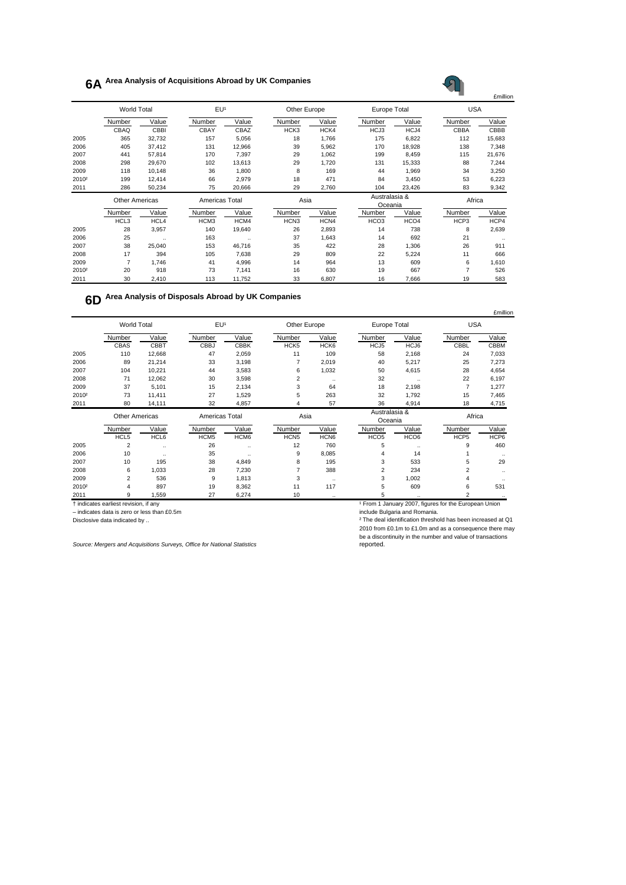## 6A Area Analysis of Acquisitions Abroad by UK Companies

£million

| | World Total | | EU[1] | | Other Europe | | Europe Total | | USA | |
|---|---|---|---|---|---|---|---|---|---|---|
| | Number | Value | Number | Value | Number | Value | Number | Value | Number | Value |
| | CBAQ | CBBI | CBAY | CBAZ | HCK3 | HCK4 | HCJ3 | HCJ4 | CBBA | CBBB |
| 2005 | 365 | 32,732 | 157 | 5,056 | 18 | 1,766 | 175 | 6,822 | 112 | 15,683 |
| 2006 | 405 | 37,412 | 131 | 12,966 | 39 | 5,962 | 170 | 18,928 | 138 | 7,348 |
| 2007 | 441 | 57,814 | 170 | 7,397 | 29 | 1,062 | 199 | 8,459 | 115 | 21,676 |
| 2008 | 298 | 29,670 | 102 | 13,613 | 29 | 1,720 | 131 | 15,333 | 88 | 7,244 |
| 2009 | 118 | 10,148 | 36 | 1,800 | 8 | 169 | 44 | 1,969 | 34 | 3,250 |
| 2010[2] | 199 | 12,414 | 66 | 2,979 | 18 | 471 | 84 | 3,450 | 53 | 6,223 |
| 2011 | 286 | 50,234 | 75 | 20,666 | 29 | 2,760 | 104 | 23,426 | 83 | 9,342 |

| | Other Americas | | Americas Total | | Asia | | Australasia & Oceania | | Africa | |
|---|---|---|---|---|---|---|---|---|---|---|
| | Number | Value | Number | Value | Number | Value | Number | Value | Number | Value |
| | HCL3 | HCL4 | HCM3 | HCM4 | HCN3 | HCN4 | HCO3 | HCO4 | HCP3 | HCP4 |
| 2005 | 28 | 3,957 | 140 | 19,640 | 26 | 2,893 | 14 | 738 | 8 | 2,639 |
| 2006 | 25 | .. | 163 | .. | 37 | 1,643 | 14 | 692 | 21 | .. |
| 2007 | 38 | 25,040 | 153 | 46,716 | 35 | 422 | 28 | 1,306 | 26 | 911 |
| 2008 | 17 | 394 | 105 | 7,638 | 29 | 809 | 22 | 5,224 | 11 | 666 |
| 2009 | 7 | 1,746 | 41 | 4,996 | 14 | 964 | 13 | 609 | 6 | 1,610 |
| 2010[2] | 20 | 918 | 73 | 7,141 | 16 | 630 | 19 | 667 | 7 | 526 |
| 2011 | 30 | 2,410 | 113 | 11,752 | 33 | 6,807 | 16 | 7,666 | 19 | 583 |

## 6D Area Analysis of Disposals Abroad by UK Companies

£million

| | World Total | | EU[1] | | Other Europe | | Europe Total | | USA | |
|---|---|---|---|---|---|---|---|---|---|---|
| | Number | Value | Number | Value | Number | Value | Number | Value | Number | Value |
| | CBAS | CBBT | CBBJ | CBBK | HCK5 | HCK6 | HCJ5 | HCJ6 | CBBL | CBBM |
| 2005 | 110 | 12,668 | 47 | 2,059 | 11 | 109 | 58 | 2,168 | 24 | 7,033 |
| 2006 | 89 | 21,214 | 33 | 3,198 | 7 | 2,019 | 40 | 5,217 | 25 | 7,273 |
| 2007 | 104 | 10,221 | 44 | 3,583 | 6 | 1,032 | 50 | 4,615 | 28 | 4,654 |
| 2008 | 71 | 12,062 | 30 | 3,598 | 2 | .. | 32 | .. | 22 | 6,197 |
| 2009 | 37 | 5,101 | 15 | 2,134 | 3 | 64 | 18 | 2,198 | 7 | 1,277 |
| 2010[2] | 73 | 11,411 | 27 | 1,529 | 5 | 263 | 32 | 1,792 | 15 | 7,465 |
| 2011 | 80 | 14,111 | 32 | 4,857 | 4 | 57 | 36 | 4,914 | 18 | 4,715 |

| | Other Americas | | Americas Total | | Asia | | Australasia & Oceania | | Africa | |
|---|---|---|---|---|---|---|---|---|---|---|
| | Number | Value | Number | Value | Number | Value | Number | Value | Number | Value |
| | HCL5 | HCL6 | HCM5 | HCM6 | HCN5 | HCN6 | HCO5 | HCO6 | HCP5 | HCP6 |
| 2005 | 2 | .. | 26 | .. | 12 | 760 | 5 | .. | 9 | 460 |
| 2006 | 10 | .. | 35 | .. | 9 | 8,085 | 4 | 14 | 1 | .. |
| 2007 | 10 | 195 | 38 | 4,849 | 8 | 195 | 3 | 533 | 5 | 29 |
| 2008 | 6 | 1,033 | 28 | 7,230 | 7 | 388 | 2 | 234 | 2 | .. |
| 2009 | 2 | 536 | 9 | 1,813 | 3 | .. | 3 | 1,002 | 4 | .. |
| 2010[2] | 4 | 897 | 19 | 8,362 | 11 | 117 | 5 | 609 | 6 | 531 |
| 2011 | 9 | 1,559 | 27 | 6,274 | 10 | .. | 5 | .. | 2 | .. |

† indicates earliest revision, if any

– indicates data is zero or less than £0.5m

Disclosive data indicated by ..

[1] From 1 January 2007, figures for the European Union include Bulgaria and Romania.

[2] The deal identification threshold has been increased at Q1 2010 from £0.1m to £1.0m and as a consequence there may be a discontinuity in the number and value of transactions reported.

*Source: Mergers and Acquisitions Surveys, Office for National Statistics*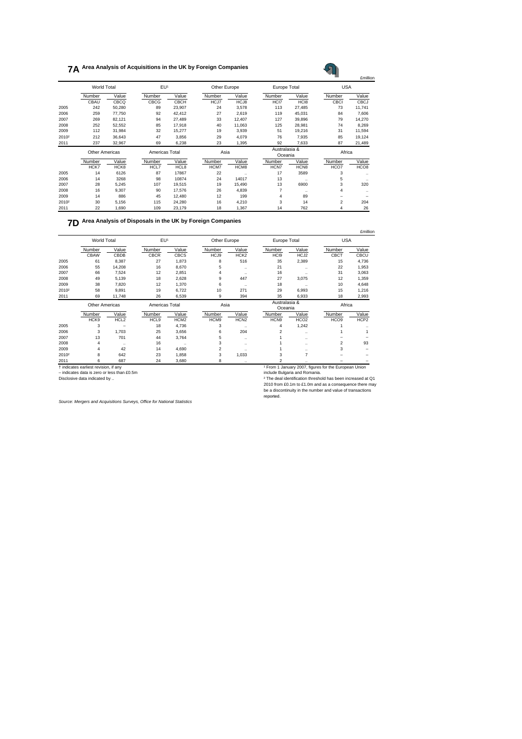## 7A Area Analysis of Acquisitions in the UK by Foreign Companies

£million

| | World Total | | EU[1] | | Other Europe | | Europe Total | | USA | |
|---|---|---|---|---|---|---|---|---|---|---|
| | Number | Value | Number | Value | Number | Value | Number | Value | Number | Value |
| | CBAU | CBCQ | CBCG | CBCH | HCJ7 | HCJ8 | HCI7 | HCI8 | CBCI | CBCJ |
| 2005 | 242 | 50,280 | 89 | 23,907 | 24 | 3,578 | 113 | 27,485 | 73 | 11,741 |
| 2006 | 259 | 77,750 | 92 | 42,412 | 27 | 2,619 | 119 | 45,031 | 84 | 7,606 |
| 2007 | 269 | 82,121 | 94 | 27,489 | 33 | 12,407 | 127 | 39,896 | 79 | 14,270 |
| 2008 | 252 | 52,552 | 85 | 17,918 | 40 | 11,063 | 125 | 28,981 | 74 | 8,269 |
| 2009 | 112 | 31,984 | 32 | 15,277 | 19 | 3,939 | 51 | 19,216 | 31 | 11,594 |
| 2010[2] | 212 | 36,643 | 47 | 3,856 | 29 | 4,079 | 76 | 7,935 | 85 | 19,124 |
| 2011 | 237 | 32,967 | 69 | 6,238 | 23 | 1,395 | 92 | 7,633 | 87 | 21,489 |

| | Other Americas | | Americas Total | | Asia | | Australasia & Oceania | | Africa | |
|---|---|---|---|---|---|---|---|---|---|---|
| | Number | Value | Number | Value | Number | Value | Number | Value | Number | Value |
| | HCK7 | HCK8 | HCL7 | HCL8 | HCM7 | HCM8 | HCN7 | HCN8 | HCO7 | HCO8 |
| 2005 | 14 | 6126 | 87 | 17867 | 22 | .. | 17 | 3589 | 3 | .. |
| 2006 | 14 | 3268 | 98 | 10874 | 24 | 14017 | 13 | .. | 5 | .. |
| 2007 | 28 | 5,245 | 107 | 19,515 | 19 | 15,490 | 13 | 6900 | 3 | 320 |
| 2008 | 16 | 9,307 | 90 | 17,576 | 26 | 4,839 | 7 | .. | 4 | .. |
| 2009 | 14 | 886 | 45 | 12,480 | 12 | 199 | 4 | 89 | – | – |
| 2010[2] | 30 | 5,156 | 115 | 24,280 | 16 | 4,210 | 3 | 14 | 2 | 204 |
| 2011 | 22 | 1,690 | 109 | 23,179 | 18 | 1,367 | 14 | 762 | 4 | 26 |

## 7D Area Analysis of Disposals in the UK by Foreign Companies

£million

| | World Total | | EU[1] | | Other Europe | | Europe Total | | USA | |
|---|---|---|---|---|---|---|---|---|---|---|
| | Number | Value | Number | Value | Number | Value | Number | Value | Number | Value |
| | CBAW | CBDB | CBCR | CBCS | HCJ9 | HCK2 | HCI9 | HCJ2 | CBCT | CBCU |
| 2005 | 61 | 8,387 | 27 | 1,873 | 8 | 516 | 35 | 2,389 | 15 | 4,736 |
| 2006 | 55 | 14,208 | 16 | 8,670 | 5 | .. | 21 | .. | 22 | 1,953 |
| 2007 | 66 | 7,524 | 12 | 2,851 | 4 | .. | 16 | .. | 31 | 3,063 |
| 2008 | 49 | 5,139 | 18 | 2,628 | 9 | 447 | 27 | 3,075 | 12 | 1,359 |
| 2009 | 38 | 7,820 | 12 | 1,370 | 6 | .. | 18 | .. | 10 | 4,648 |
| 2010[2] | 58 | 9,891 | 19 | 6,722 | 10 | 271 | 29 | 6,993 | 15 | 1,216 |
| 2011 | 69 | 11,748 | 26 | 6,539 | 9 | 394 | 35 | 6,933 | 18 | 2,993 |

| | Other Americas | | Americas Total | | Asia | | Australasia & Oceania | | Africa | |
|---|---|---|---|---|---|---|---|---|---|---|
| | Number | Value | Number | Value | Number | Value | Number | Value | Number | Value |
| | HCK9 | HCL2 | HCL9 | HCM2 | HCM9 | HCN2 | HCN9 | HCO2 | HCO9 | HCP2 |
| 2005 | 3 | – | 18 | 4,736 | 3 | .. | 4 | 1,242 | 1 | .. |
| 2006 | 3 | 1,703 | 25 | 3,656 | 6 | 204 | 2 | .. | 1 | 1 |
| 2007 | 13 | 701 | 44 | 3,764 | 5 | .. | 1 | .. | – | – |
| 2008 | 4 | .. | 16 | .. | 3 | .. | 1 | .. | 2 | 93 |
| 2009 | 4 | 42 | 14 | 4,690 | 2 | .. | 1 | .. | 3 | – |
| 2010[2] | 8 | 642 | 23 | 1,858 | 3 | 1,033 | 3 | 7 | – | – |
| 2011 | 6 | 687 | 24 | 3,680 | 8 | .. | 2 | .. | – | – |

† indicates earliest revision, if any
– indicates data is zero or less than £0.5m
Disclosive data indicated by ..

[1] From 1 January 2007, figures for the European Union include Bulgaria and Romania.
[2] The deal identification threshold has been increased at Q1 2010 from £0.1m to £1.0m and as a consequence there may be a discontinuity in the number and value of transactions reported.

*Source: Mergers and Acquisitions Surveys, Office for National Statistics*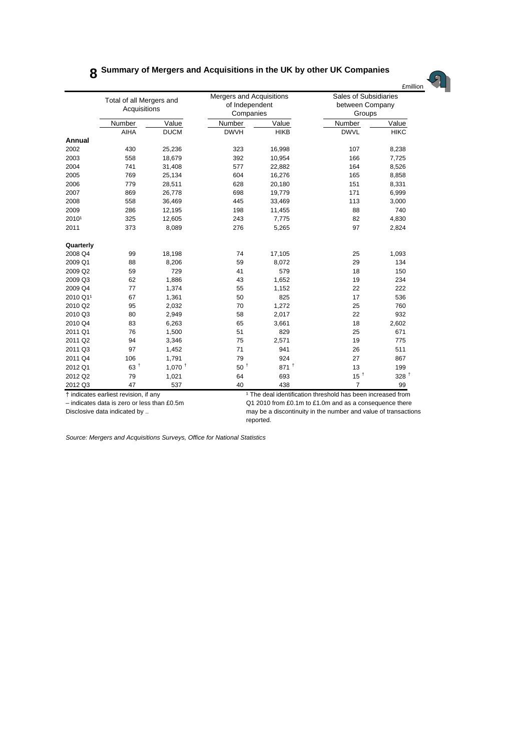# 8 Summary of Mergers and Acquisitions in the UK by other UK Companies

£million

| | Total of all Mergers and Acquisitions | | Mergers and Acquisitions of Independent Companies | | Sales of Subsidiaries between Company Groups | |
|---|---|---|---|---|---|---|
| | Number | Value | Number | Value | Number | Value |
| | AIHA | DUCM | DWVH | HIKB | DWVL | HIKC |
| **Annual** | | | | | | |
| 2002 | 430 | 25,236 | 323 | 16,998 | 107 | 8,238 |
| 2003 | 558 | 18,679 | 392 | 10,954 | 166 | 7,725 |
| 2004 | 741 | 31,408 | 577 | 22,882 | 164 | 8,526 |
| 2005 | 769 | 25,134 | 604 | 16,276 | 165 | 8,858 |
| 2006 | 779 | 28,511 | 628 | 20,180 | 151 | 8,331 |
| 2007 | 869 | 26,778 | 698 | 19,779 | 171 | 6,999 |
| 2008 | 558 | 36,469 | 445 | 33,469 | 113 | 3,000 |
| 2009 | 286 | 12,195 | 198 | 11,455 | 88 | 740 |
| 2010[1] | 325 | 12,605 | 243 | 7,775 | 82 | 4,830 |
| 2011 | 373 | 8,089 | 276 | 5,265 | 97 | 2,824 |
| **Quarterly** | | | | | | |
| 2008 Q4 | 99 | 18,198 | 74 | 17,105 | 25 | 1,093 |
| 2009 Q1 | 88 | 8,206 | 59 | 8,072 | 29 | 134 |
| 2009 Q2 | 59 | 729 | 41 | 579 | 18 | 150 |
| 2009 Q3 | 62 | 1,886 | 43 | 1,652 | 19 | 234 |
| 2009 Q4 | 77 | 1,374 | 55 | 1,152 | 22 | 222 |
| 2010 Q1[1] | 67 | 1,361 | 50 | 825 | 17 | 536 |
| 2010 Q2 | 95 | 2,032 | 70 | 1,272 | 25 | 760 |
| 2010 Q3 | 80 | 2,949 | 58 | 2,017 | 22 | 932 |
| 2010 Q4 | 83 | 6,263 | 65 | 3,661 | 18 | 2,602 |
| 2011 Q1 | 76 | 1,500 | 51 | 829 | 25 | 671 |
| 2011 Q2 | 94 | 3,346 | 75 | 2,571 | 19 | 775 |
| 2011 Q3 | 97 | 1,452 | 71 | 941 | 26 | 511 |
| 2011 Q4 | 106 | 1,791 | 79 | 924 | 27 | 867 |
| 2012 Q1 | 63 † | 1,070 † | 50 † | 871 † | 13 | 199 |
| 2012 Q2 | 79 | 1,021 | 64 | 693 | 15 † | 328 † |
| 2012 Q3 | 47 | 537 | 40 | 438 | 7 | 99 |

† indicates earliest revision, if any

– indicates data is zero or less than £0.5m

Disclosive data indicated by ..

[1] The deal identification threshold has been increased from Q1 2010 from £0.1m to £1.0m and as a consequence there may be a discontinuity in the number and value of transactions reported.

*Source: Mergers and Acquisitions Surveys, Office for National Statistics*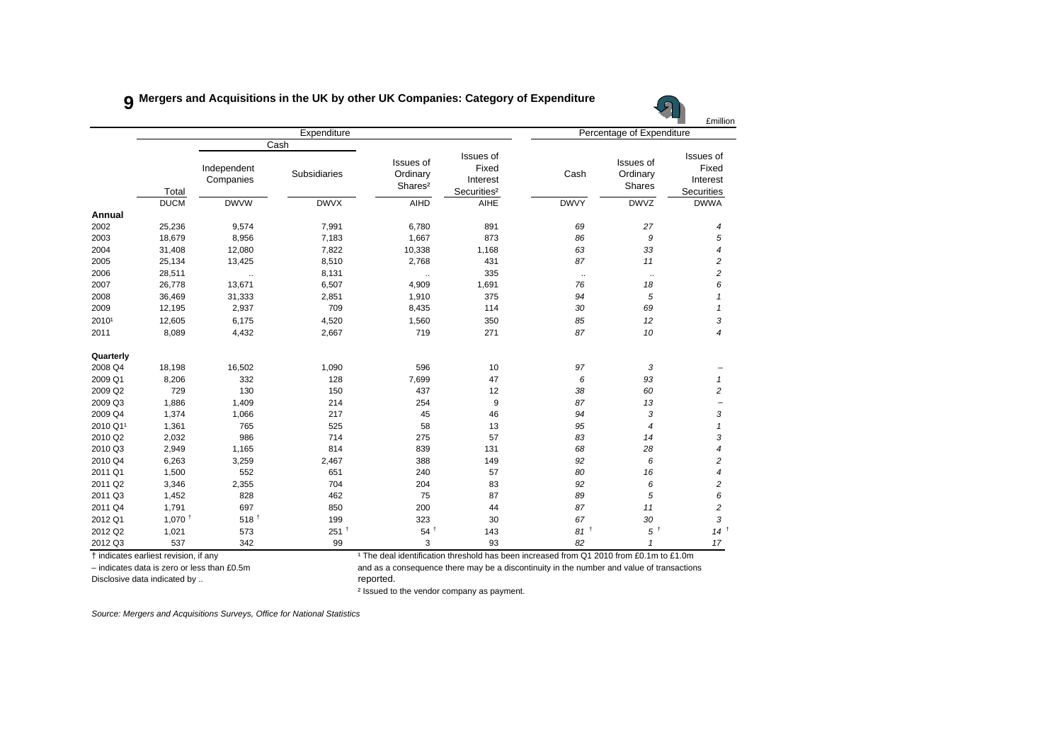# 9 Mergers and Acquisitions in the UK by other UK Companies: Category of Expenditure

£million

| | Expenditure | | | | | Percentage of Expenditure | | |
|---|---|---|---|---|---|---|---|---|
| | | Cash | | | | | | |
| | Total | Independent Companies | Subsidiaries | Issues of Ordinary Shares[2] | Issues of Fixed Interest Securities[2] | Cash | Issues of Ordinary Shares | Issues of Fixed Interest Securities |
| | DUCM | DWVW | DWVX | AIHD | AIHE | DWVY | DWVZ | DWWA |
| **Annual** | | | | | | | | |
| 2002 | 25,236 | 9,574 | 7,991 | 6,780 | 891 | *69* | *27* | *4* |
| 2003 | 18,679 | 8,956 | 7,183 | 1,667 | 873 | *86* | *9* | *5* |
| 2004 | 31,408 | 12,080 | 7,822 | 10,338 | 1,168 | *63* | *33* | *4* |
| 2005 | 25,134 | 13,425 | 8,510 | 2,768 | 431 | *87* | *11* | *2* |
| 2006 | 28,511 | .. | 8,131 | .. | 335 | *..* | *..* | *2* |
| 2007 | 26,778 | 13,671 | 6,507 | 4,909 | 1,691 | *76* | *18* | *6* |
| 2008 | 36,469 | 31,333 | 2,851 | 1,910 | 375 | *94* | *5* | *1* |
| 2009 | 12,195 | 2,937 | 709 | 8,435 | 114 | *30* | *69* | *1* |
| 2010[1] | 12,605 | 6,175 | 4,520 | 1,560 | 350 | *85* | *12* | *3* |
| 2011 | 8,089 | 4,432 | 2,667 | 719 | 271 | *87* | *10* | *4* |
| **Quarterly** | | | | | | | | |
| 2008 Q4 | 18,198 | 16,502 | 1,090 | 596 | 10 | *97* | *3* | – |
| 2009 Q1 | 8,206 | 332 | 128 | 7,699 | 47 | *6* | *93* | *1* |
| 2009 Q2 | 729 | 130 | 150 | 437 | 12 | *38* | *60* | *2* |
| 2009 Q3 | 1,886 | 1,409 | 214 | 254 | 9 | *87* | *13* | – |
| 2009 Q4 | 1,374 | 1,066 | 217 | 45 | 46 | *94* | *3* | *3* |
| 2010 Q1[1] | 1,361 | 765 | 525 | 58 | 13 | *95* | *4* | *1* |
| 2010 Q2 | 2,032 | 986 | 714 | 275 | 57 | *83* | *14* | *3* |
| 2010 Q3 | 2,949 | 1,165 | 814 | 839 | 131 | *68* | *28* | *4* |
| 2010 Q4 | 6,263 | 3,259 | 2,467 | 388 | 149 | *92* | *6* | *2* |
| 2011 Q1 | 1,500 | 552 | 651 | 240 | 57 | *80* | *16* | *4* |
| 2011 Q2 | 3,346 | 2,355 | 704 | 204 | 83 | *92* | *6* | *2* |
| 2011 Q3 | 1,452 | 828 | 462 | 75 | 87 | *89* | *5* | *6* |
| 2011 Q4 | 1,791 | 697 | 850 | 200 | 44 | *87* | *11* | *2* |
| 2012 Q1 | 1,070 † | 518 † | 199 | 323 | 30 | *67* | *30* | *3* |
| 2012 Q2 | 1,021 | 573 | 251 † | 54 † | 143 | *81* † | *5* † | *14* † |
| 2012 Q3 | 537 | 342 | 99 | 3 | 93 | *82* | *1* | *17* |

† indicates earliest revision, if any

– indicates data is zero or less than £0.5m

Disclosive data indicated by ..

[1] The deal identification threshold has been increased from Q1 2010 from £0.1m to £1.0m and as a consequence there may be a discontinuity in the number and value of transactions reported.

[2] Issued to the vendor company as payment.

*Source: Mergers and Acquisitions Surveys, Office for National Statistics*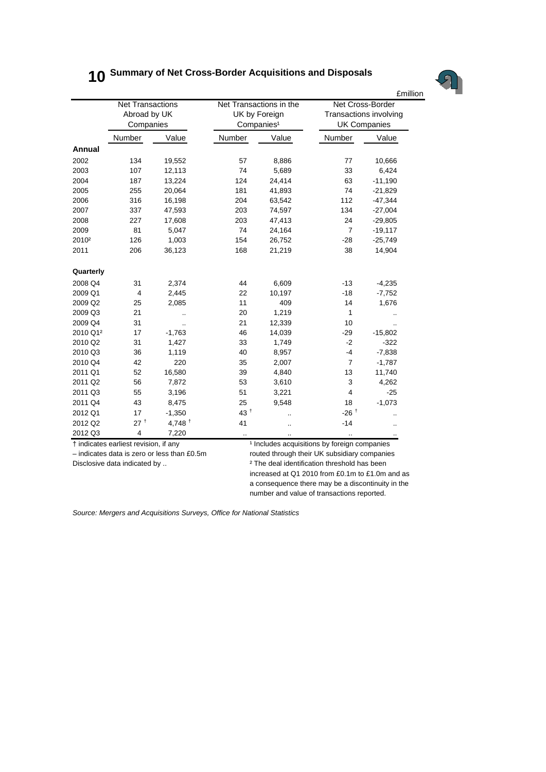# 10 Summary of Net Cross-Border Acquisitions and Disposals

£million

| | Net Transactions Abroad by UK Companies | | Net Transactions in the UK by Foreign Companies[1] | | Net Cross-Border Transactions involving UK Companies | |
|---|---|---|---|---|---|---|
| | Number | Value | Number | Value | Number | Value |
| **Annual** | | | | | | |
| 2002 | 134 | 19,552 | 57 | 8,886 | 77 | 10,666 |
| 2003 | 107 | 12,113 | 74 | 5,689 | 33 | 6,424 |
| 2004 | 187 | 13,224 | 124 | 24,414 | 63 | -11,190 |
| 2005 | 255 | 20,064 | 181 | 41,893 | 74 | -21,829 |
| 2006 | 316 | 16,198 | 204 | 63,542 | 112 | -47,344 |
| 2007 | 337 | 47,593 | 203 | 74,597 | 134 | -27,004 |
| 2008 | 227 | 17,608 | 203 | 47,413 | 24 | -29,805 |
| 2009 | 81 | 5,047 | 74 | 24,164 | 7 | -19,117 |
| 2010[2] | 126 | 1,003 | 154 | 26,752 | -28 | -25,749 |
| 2011 | 206 | 36,123 | 168 | 21,219 | 38 | 14,904 |
| **Quarterly** | | | | | | |
| 2008 Q4 | 31 | 2,374 | 44 | 6,609 | -13 | -4,235 |
| 2009 Q1 | 4 | 2,445 | 22 | 10,197 | -18 | -7,752 |
| 2009 Q2 | 25 | 2,085 | 11 | 409 | 14 | 1,676 |
| 2009 Q3 | 21 | .. | 20 | 1,219 | 1 | .. |
| 2009 Q4 | 31 | .. | 21 | 12,339 | 10 | .. |
| 2010 Q1[2] | 17 | -1,763 | 46 | 14,039 | -29 | -15,802 |
| 2010 Q2 | 31 | 1,427 | 33 | 1,749 | -2 | -322 |
| 2010 Q3 | 36 | 1,119 | 40 | 8,957 | -4 | -7,838 |
| 2010 Q4 | 42 | 220 | 35 | 2,007 | 7 | -1,787 |
| 2011 Q1 | 52 | 16,580 | 39 | 4,840 | 13 | 11,740 |
| 2011 Q2 | 56 | 7,872 | 53 | 3,610 | 3 | 4,262 |
| 2011 Q3 | 55 | 3,196 | 51 | 3,221 | 4 | -25 |
| 2011 Q4 | 43 | 8,475 | 25 | 9,548 | 18 | -1,073 |
| 2012 Q1 | 17 | -1,350 | 43 † | .. | -26 † | .. |
| 2012 Q2 | 27 † | 4,748 † | 41 | .. | -14 | .. |
| 2012 Q3 | 4 | 7,220 | .. | .. | .. | .. |

† indicates earliest revision, if any

– indicates data is zero or less than £0.5m

Disclosive data indicated by ..

[1] Includes acquisitions by foreign companies routed through their UK subsidiary companies

[2] The deal identification threshold has been increased at Q1 2010 from £0.1m to £1.0m and as a consequence there may be a discontinuity in the number and value of transactions reported.

*Source: Mergers and Acquisitions Surveys, Office for National Statistics*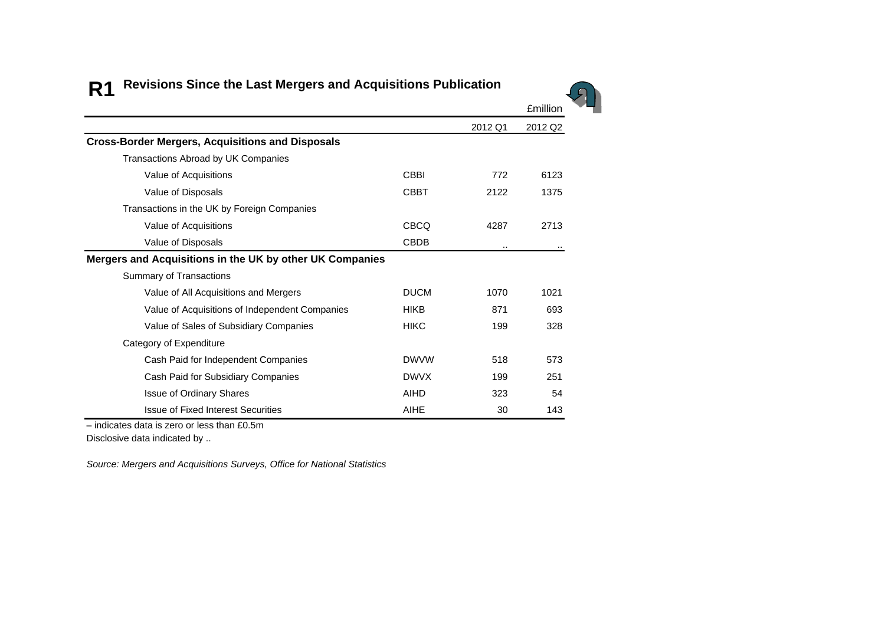# R1 Revisions Since the Last Mergers and Acquisitions Publication

£million

| | | 2012 Q1 | 2012 Q2 |
|---|---|---|---|
| **Cross-Border Mergers, Acquisitions and Disposals** | | | |
| Transactions Abroad by UK Companies | | | |
| Value of Acquisitions | CBBI | 772 | 6123 |
| Value of Disposals | CBBT | 2122 | 1375 |
| Transactions in the UK by Foreign Companies | | | |
| Value of Acquisitions | CBCQ | 4287 | 2713 |
| Value of Disposals | CBDB | .. | .. |
| **Mergers and Acquisitions in the UK by other UK Companies** | | | |
| Summary of Transactions | | | |
| Value of All Acquisitions and Mergers | DUCM | 1070 | 1021 |
| Value of Acquisitions of Independent Companies | HIKB | 871 | 693 |
| Value of Sales of Subsidiary Companies | HIKC | 199 | 328 |
| Category of Expenditure | | | |
| Cash Paid for Independent Companies | DWVW | 518 | 573 |
| Cash Paid for Subsidiary Companies | DWVX | 199 | 251 |
| Issue of Ordinary Shares | AIHD | 323 | 54 |
| Issue of Fixed Interest Securities | AIHE | 30 | 143 |

– indicates data is zero or less than £0.5m

Disclosive data indicated by ..

*Source: Mergers and Acquisitions Surveys, Office for National Statistics*